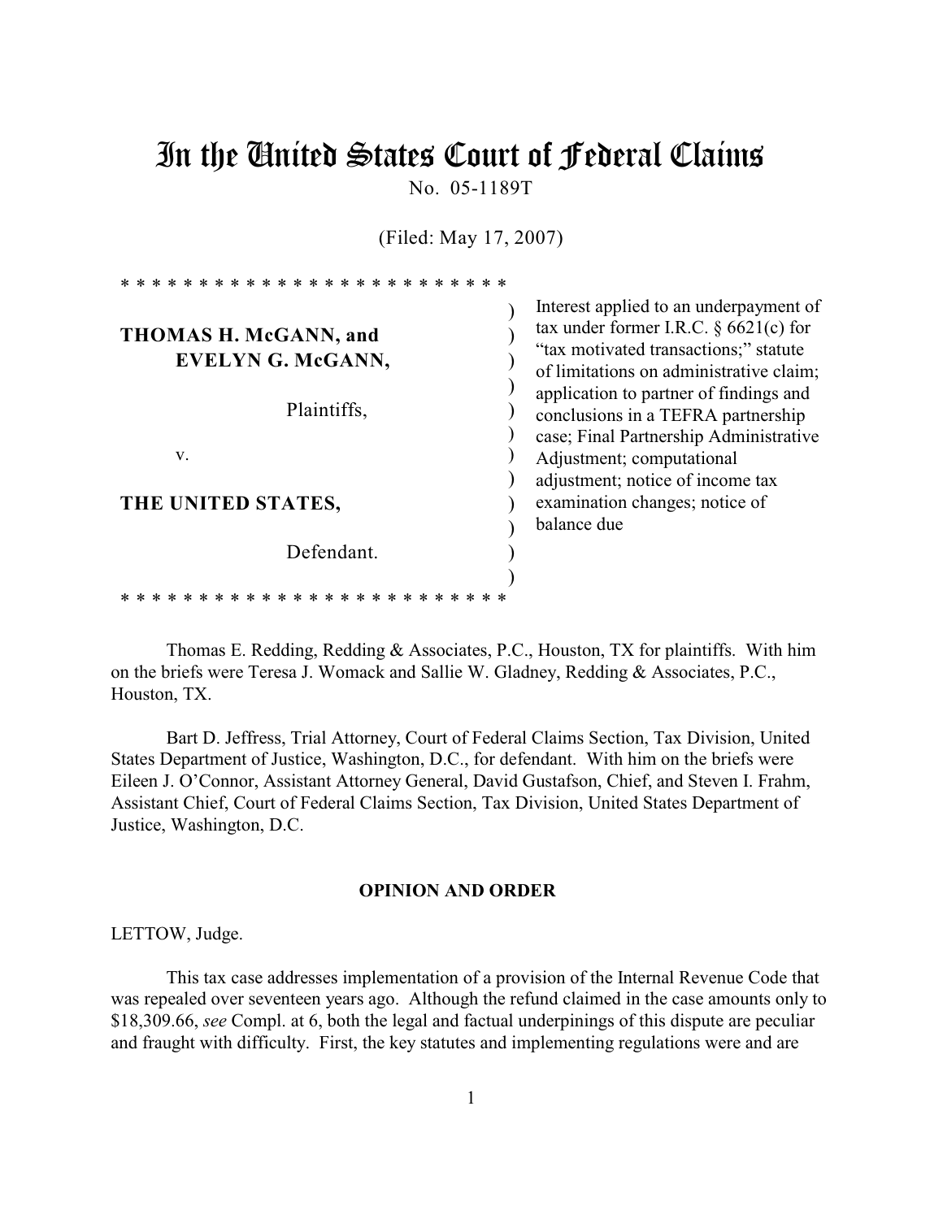# In the United States Court of Federal Claims

No. 05-1189T

(Filed: May 17, 2007)

* * * * * * * * * * * * * * * * * * * * * * * * *

**THOMAS H. McGANN, and EVELYN G. McGANN,**

Plaintiffs,

v.

**THE UNITED STATES,**

Defendant.

* * * * * * * * * * * * * * * * * * * * * * * * *

Interest applied to an underpayment of tax under former I.R.C. § 6621(c) for "tax motivated transactions;" statute of limitations on administrative claim; application to partner of findings and conclusions in a TEFRA partnership case; Final Partnership Administrative Adjustment; computational adjustment; notice of income tax examination changes; notice of balance due

Thomas E. Redding, Redding & Associates, P.C., Houston, TX for plaintiffs. With him on the briefs were Teresa J. Womack and Sallie W. Gladney, Redding & Associates, P.C., Houston, TX.

Bart D. Jeffress, Trial Attorney, Court of Federal Claims Section, Tax Division, United States Department of Justice, Washington, D.C., for defendant. With him on the briefs were Eileen J. O'Connor, Assistant Attorney General, David Gustafson, Chief, and Steven I. Frahm, Assistant Chief, Court of Federal Claims Section, Tax Division, United States Department of Justice, Washington, D.C.

## OPINION AND ORDER

LETTOW, Judge.

This tax case addresses implementation of a provision of the Internal Revenue Code that was repealed over seventeen years ago. Although the refund claimed in the case amounts only to $18,309.66, *see* Compl. at 6, both the legal and factual underpinings of this dispute are peculiar and fraught with difficulty. First, the key statutes and implementing regulations were and are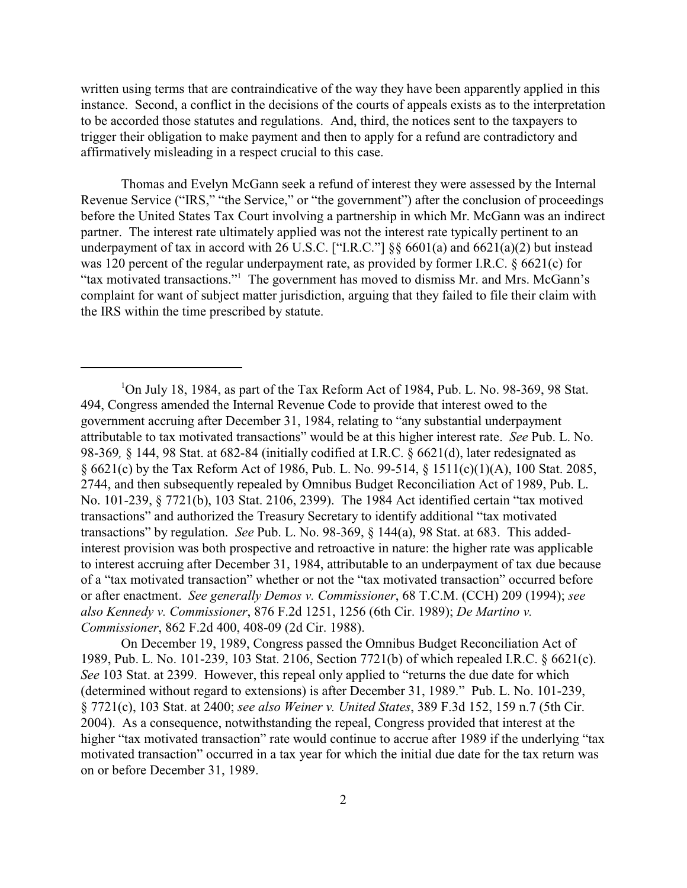written using terms that are contraindicative of the way they have been apparently applied in this instance. Second, a conflict in the decisions of the courts of appeals exists as to the interpretation to be accorded those statutes and regulations. And, third, the notices sent to the taxpayers to trigger their obligation to make payment and then to apply for a refund are contradictory and affirmatively misleading in a respect crucial to this case.

Thomas and Evelyn McGann seek a refund of interest they were assessed by the Internal Revenue Service ("IRS," "the Service," or "the government") after the conclusion of proceedings before the United States Tax Court involving a partnership in which Mr. McGann was an indirect partner. The interest rate ultimately applied was not the interest rate typically pertinent to an underpayment of tax in accord with 26 U.S.C. ["I.R.C."] §§ 6601(a) and 6621(a)(2) but instead was 120 percent of the regular underpayment rate, as provided by former I.R.C. § 6621(c) for "tax motivated transactions."[1] The government has moved to dismiss Mr. and Mrs. McGann's complaint for want of subject matter jurisdiction, arguing that they failed to file their claim with the IRS within the time prescribed by statute.

---

[1]On July 18, 1984, as part of the Tax Reform Act of 1984, Pub. L. No. 98-369, 98 Stat. 494, Congress amended the Internal Revenue Code to provide that interest owed to the government accruing after December 31, 1984, relating to "any substantial underpayment attributable to tax motivated transactions" would be at this higher interest rate. *See* Pub. L. No. 98-369*,* § 144, 98 Stat. at 682-84 (initially codified at I.R.C. § 6621(d), later redesignated as § 6621(c) by the Tax Reform Act of 1986, Pub. L. No. 99-514, § 1511(c)(1)(A), 100 Stat. 2085, 2744, and then subsequently repealed by Omnibus Budget Reconciliation Act of 1989, Pub. L. No. 101-239, § 7721(b), 103 Stat. 2106, 2399). The 1984 Act identified certain "tax motived transactions" and authorized the Treasury Secretary to identify additional "tax motivated transactions" by regulation. *See* Pub. L. No. 98-369, § 144(a), 98 Stat. at 683. This added-interest provision was both prospective and retroactive in nature: the higher rate was applicable to interest accruing after December 31, 1984, attributable to an underpayment of tax due because of a "tax motivated transaction" whether or not the "tax motivated transaction" occurred before or after enactment. *See generally Demos v. Commissioner*, 68 T.C.M. (CCH) 209 (1994); *see also Kennedy v. Commissioner*, 876 F.2d 1251, 1256 (6th Cir. 1989); *De Martino v. Commissioner*, 862 F.2d 400, 408-09 (2d Cir. 1988).

On December 19, 1989, Congress passed the Omnibus Budget Reconciliation Act of 1989, Pub. L. No. 101-239, 103 Stat. 2106, Section 7721(b) of which repealed I.R.C. § 6621(c). *See* 103 Stat. at 2399. However, this repeal only applied to "returns the due date for which (determined without regard to extensions) is after December 31, 1989." Pub. L. No. 101-239, § 7721(c), 103 Stat. at 2400; *see also Weiner v. United States*, 389 F.3d 152, 159 n.7 (5th Cir. 2004). As a consequence, notwithstanding the repeal, Congress provided that interest at the higher "tax motivated transaction" rate would continue to accrue after 1989 if the underlying "tax motivated transaction" occurred in a tax year for which the initial due date for the tax return was on or before December 31, 1989.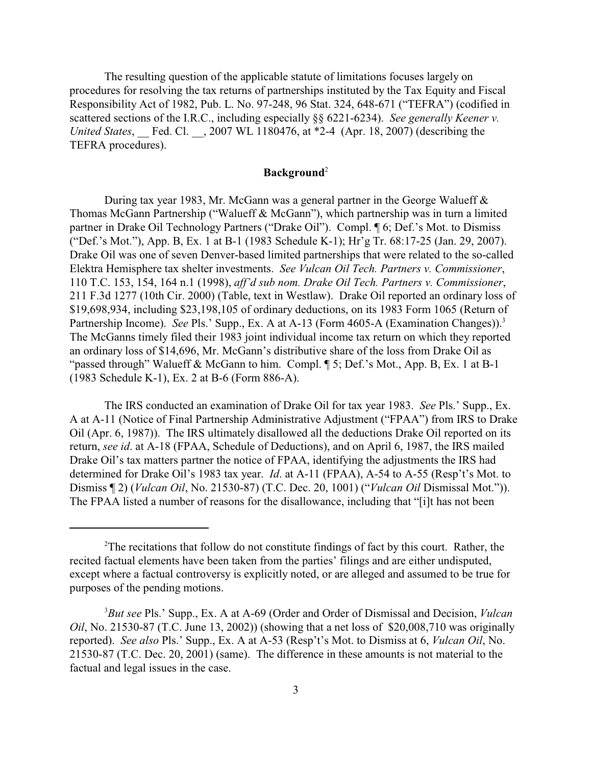The resulting question of the applicable statute of limitations focuses largely on procedures for resolving the tax returns of partnerships instituted by the Tax Equity and Fiscal Responsibility Act of 1982, Pub. L. No. 97-248, 96 Stat. 324, 648-671 ("TEFRA") (codified in scattered sections of the I.R.C., including especially §§ 6221-6234). *See generally Keener v. United States*, __ Fed. Cl. __, 2007 WL 1180476, at *2-4 (Apr. 18, 2007) (describing the TEFRA procedures).

## Background[2]

During tax year 1983, Mr. McGann was a general partner in the George Walueff & Thomas McGann Partnership ("Walueff & McGann"), which partnership was in turn a limited partner in Drake Oil Technology Partners ("Drake Oil"). Compl. ¶ 6; Def.'s Mot. to Dismiss ("Def.'s Mot."), App. B, Ex. 1 at B-1 (1983 Schedule K-1); Hr'g Tr. 68:17-25 (Jan. 29, 2007). Drake Oil was one of seven Denver-based limited partnerships that were related to the so-called Elektra Hemisphere tax shelter investments. *See Vulcan Oil Tech. Partners v. Commissioner*, 110 T.C. 153, 154, 164 n.1 (1998), *aff'd sub nom. Drake Oil Tech. Partners v. Commissioner*, 211 F.3d 1277 (10th Cir. 2000) (Table, text in Westlaw). Drake Oil reported an ordinary loss of $19,698,934, including $23,198,105 of ordinary deductions, on its 1983 Form 1065 (Return of Partnership Income). *See* Pls.' Supp., Ex. A at A-13 (Form 4605-A (Examination Changes)).[3] The McGanns timely filed their 1983 joint individual income tax return on which they reported an ordinary loss of $14,696, Mr. McGann's distributive share of the loss from Drake Oil as "passed through" Walueff & McGann to him. Compl. ¶ 5; Def.'s Mot., App. B, Ex. 1 at B-1 (1983 Schedule K-1), Ex. 2 at B-6 (Form 886-A).

The IRS conducted an examination of Drake Oil for tax year 1983. *See* Pls.' Supp., Ex. A at A-11 (Notice of Final Partnership Administrative Adjustment ("FPAA") from IRS to Drake Oil (Apr. 6, 1987)). The IRS ultimately disallowed all the deductions Drake Oil reported on its return, *see id*. at A-18 (FPAA, Schedule of Deductions), and on April 6, 1987, the IRS mailed Drake Oil's tax matters partner the notice of FPAA, identifying the adjustments the IRS had determined for Drake Oil's 1983 tax year. *Id*. at A-11 (FPAA), A-54 to A-55 (Resp't's Mot. to Dismiss ¶ 2) (*Vulcan Oil*, No. 21530-87) (T.C. Dec. 20, 1001) ("*Vulcan Oil* Dismissal Mot.")). The FPAA listed a number of reasons for the disallowance, including that "[i]t has not been

---

[2] The recitations that follow do not constitute findings of fact by this court. Rather, the recited factual elements have been taken from the parties' filings and are either undisputed, except where a factual controversy is explicitly noted, or are alleged and assumed to be true for purposes of the pending motions.

[3] *But see* Pls.' Supp., Ex. A at A-69 (Order and Order of Dismissal and Decision, *Vulcan Oil*, No. 21530-87 (T.C. June 13, 2002)) (showing that a net loss of $20,008,710 was originally reported). *See also* Pls.' Supp., Ex. A at A-53 (Resp't's Mot. to Dismiss at 6, *Vulcan Oil*, No. 21530-87 (T.C. Dec. 20, 2001) (same). The difference in these amounts is not material to the factual and legal issues in the case.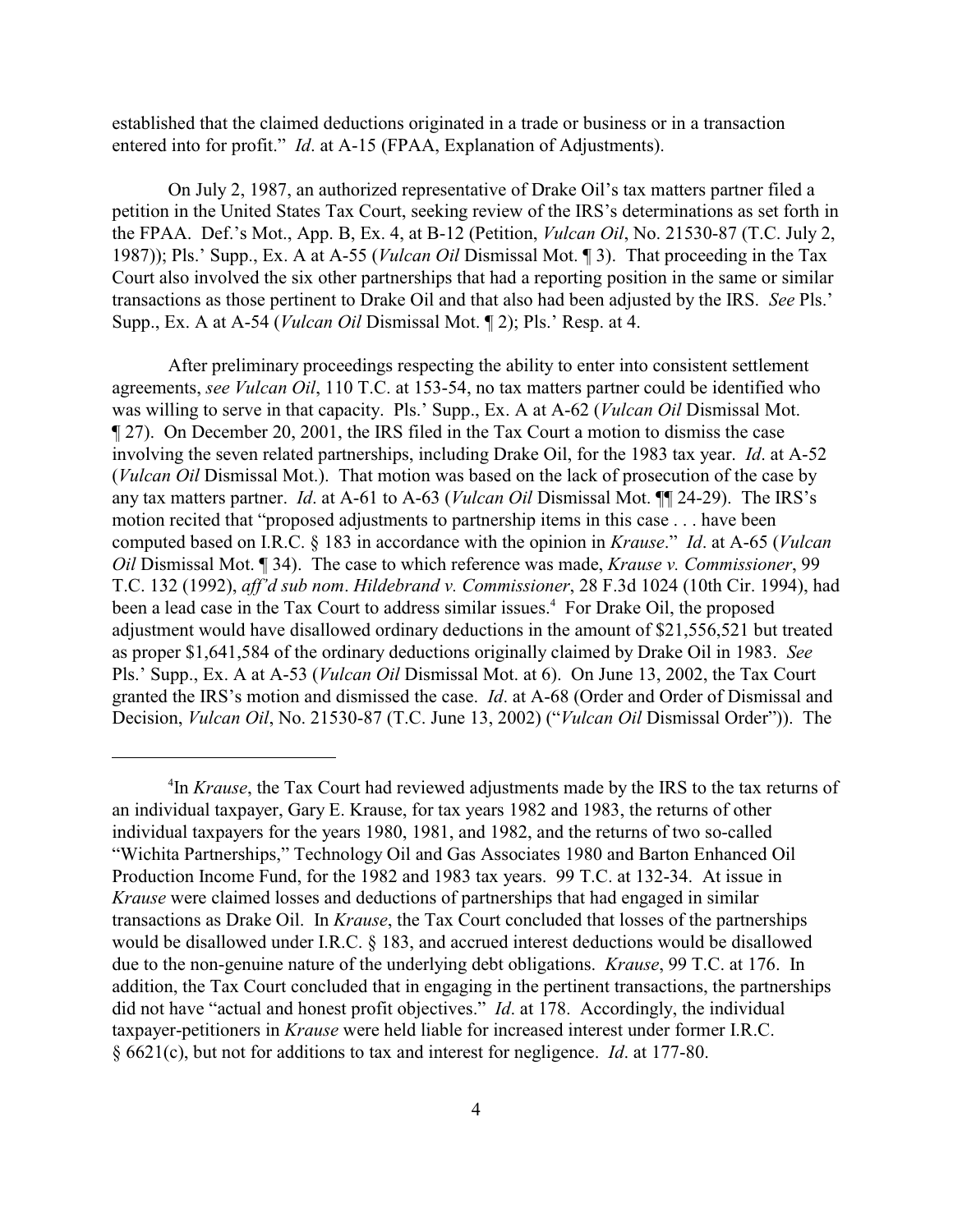established that the claimed deductions originated in a trade or business or in a transaction entered into for profit." *Id*. at A-15 (FPAA, Explanation of Adjustments).

On July 2, 1987, an authorized representative of Drake Oil's tax matters partner filed a petition in the United States Tax Court, seeking review of the IRS's determinations as set forth in the FPAA. Def.'s Mot., App. B, Ex. 4, at B-12 (Petition, *Vulcan Oil*, No. 21530-87 (T.C. July 2, 1987)); Pls.' Supp., Ex. A at A-55 (*Vulcan Oil* Dismissal Mot. ¶ 3). That proceeding in the Tax Court also involved the six other partnerships that had a reporting position in the same or similar transactions as those pertinent to Drake Oil and that also had been adjusted by the IRS. *See* Pls.' Supp., Ex. A at A-54 (*Vulcan Oil* Dismissal Mot. ¶ 2); Pls.' Resp. at 4.

After preliminary proceedings respecting the ability to enter into consistent settlement agreements, *see Vulcan Oil*, 110 T.C. at 153-54, no tax matters partner could be identified who was willing to serve in that capacity. Pls.' Supp., Ex. A at A-62 (*Vulcan Oil* Dismissal Mot. ¶ 27). On December 20, 2001, the IRS filed in the Tax Court a motion to dismiss the case involving the seven related partnerships, including Drake Oil, for the 1983 tax year. *Id*. at A-52 (*Vulcan Oil* Dismissal Mot.). That motion was based on the lack of prosecution of the case by any tax matters partner. *Id*. at A-61 to A-63 (*Vulcan Oil* Dismissal Mot. ¶¶ 24-29). The IRS's motion recited that "proposed adjustments to partnership items in this case . . . have been computed based on I.R.C. § 183 in accordance with the opinion in *Krause*." *Id*. at A-65 (*Vulcan Oil* Dismissal Mot. ¶ 34). The case to which reference was made, *Krause v. Commissioner*, 99 T.C. 132 (1992), *aff'd sub nom*. *Hildebrand v. Commissioner*, 28 F.3d 1024 (10th Cir. 1994), had been a lead case in the Tax Court to address similar issues.[4] For Drake Oil, the proposed adjustment would have disallowed ordinary deductions in the amount of $21,556,521 but treated as proper $1,641,584 of the ordinary deductions originally claimed by Drake Oil in 1983. *See* Pls.' Supp., Ex. A at A-53 (*Vulcan Oil* Dismissal Mot. at 6). On June 13, 2002, the Tax Court granted the IRS's motion and dismissed the case. *Id*. at A-68 (Order and Order of Dismissal and Decision, *Vulcan Oil*, No. 21530-87 (T.C. June 13, 2002) ("*Vulcan Oil* Dismissal Order")). The

---

[4]In *Krause*, the Tax Court had reviewed adjustments made by the IRS to the tax returns of an individual taxpayer, Gary E. Krause, for tax years 1982 and 1983, the returns of other individual taxpayers for the years 1980, 1981, and 1982, and the returns of two so-called "Wichita Partnerships," Technology Oil and Gas Associates 1980 and Barton Enhanced Oil Production Income Fund, for the 1982 and 1983 tax years. 99 T.C. at 132-34. At issue in *Krause* were claimed losses and deductions of partnerships that had engaged in similar transactions as Drake Oil. In *Krause*, the Tax Court concluded that losses of the partnerships would be disallowed under I.R.C. § 183, and accrued interest deductions would be disallowed due to the non-genuine nature of the underlying debt obligations. *Krause*, 99 T.C. at 176. In addition, the Tax Court concluded that in engaging in the pertinent transactions, the partnerships did not have "actual and honest profit objectives." *Id*. at 178. Accordingly, the individual taxpayer-petitioners in *Krause* were held liable for increased interest under former I.R.C. § 6621(c), but not for additions to tax and interest for negligence. *Id*. at 177-80.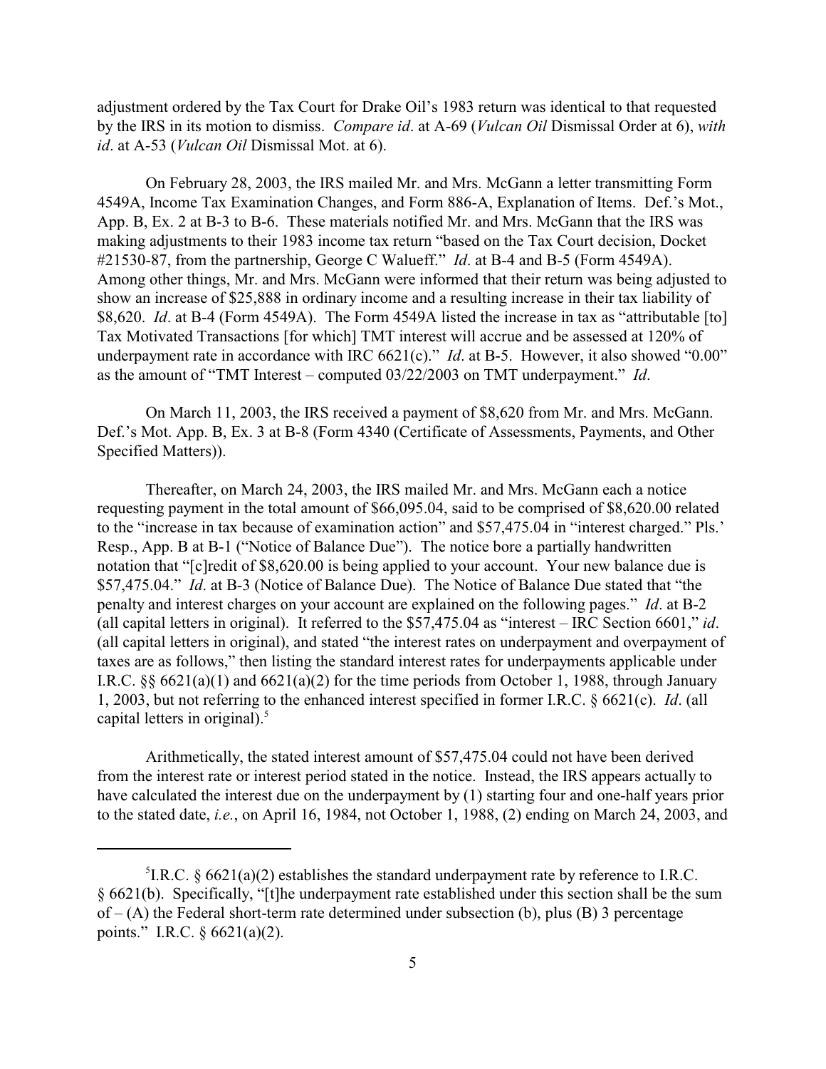adjustment ordered by the Tax Court for Drake Oil's 1983 return was identical to that requested by the IRS in its motion to dismiss. *Compare id*. at A-69 (*Vulcan Oil* Dismissal Order at 6), *with id*. at A-53 (*Vulcan Oil* Dismissal Mot. at 6).

On February 28, 2003, the IRS mailed Mr. and Mrs. McGann a letter transmitting Form 4549A, Income Tax Examination Changes, and Form 886-A, Explanation of Items. Def.'s Mot., App. B, Ex. 2 at B-3 to B-6. These materials notified Mr. and Mrs. McGann that the IRS was making adjustments to their 1983 income tax return "based on the Tax Court decision, Docket #21530-87, from the partnership, George C Walueff." *Id*. at B-4 and B-5 (Form 4549A). Among other things, Mr. and Mrs. McGann were informed that their return was being adjusted to show an increase of $25,888 in ordinary income and a resulting increase in their tax liability of $8,620. *Id*. at B-4 (Form 4549A). The Form 4549A listed the increase in tax as "attributable [to] Tax Motivated Transactions [for which] TMT interest will accrue and be assessed at 120% of underpayment rate in accordance with IRC 6621(c)." *Id*. at B-5. However, it also showed "0.00" as the amount of "TMT Interest – computed 03/22/2003 on TMT underpayment." *Id*.

On March 11, 2003, the IRS received a payment of $8,620 from Mr. and Mrs. McGann. Def.'s Mot. App. B, Ex. 3 at B-8 (Form 4340 (Certificate of Assessments, Payments, and Other Specified Matters)).

Thereafter, on March 24, 2003, the IRS mailed Mr. and Mrs. McGann each a notice requesting payment in the total amount of $66,095.04, said to be comprised of $8,620.00 related to the "increase in tax because of examination action" and $57,475.04 in "interest charged." Pls.' Resp., App. B at B-1 ("Notice of Balance Due"). The notice bore a partially handwritten notation that "[c]redit of $8,620.00 is being applied to your account. Your new balance due is $57,475.04." *Id*. at B-3 (Notice of Balance Due). The Notice of Balance Due stated that "the penalty and interest charges on your account are explained on the following pages." *Id*. at B-2 (all capital letters in original). It referred to the $57,475.04 as "interest – IRC Section 6601," *id*. (all capital letters in original), and stated "the interest rates on underpayment and overpayment of taxes are as follows," then listing the standard interest rates for underpayments applicable under I.R.C. §§ 6621(a)(1) and 6621(a)(2) for the time periods from October 1, 1988, through January 1, 2003, but not referring to the enhanced interest specified in former I.R.C. § 6621(c). *Id*. (all capital letters in original).[5]

Arithmetically, the stated interest amount of $57,475.04 could not have been derived from the interest rate or interest period stated in the notice. Instead, the IRS appears actually to have calculated the interest due on the underpayment by (1) starting four and one-half years prior to the stated date, *i.e.*, on April 16, 1984, not October 1, 1988, (2) ending on March 24, 2003, and

---

[5] I.R.C. § 6621(a)(2) establishes the standard underpayment rate by reference to I.R.C. § 6621(b). Specifically, "[t]he underpayment rate established under this section shall be the sum of – (A) the Federal short-term rate determined under subsection (b), plus (B) 3 percentage points." I.R.C. § 6621(a)(2).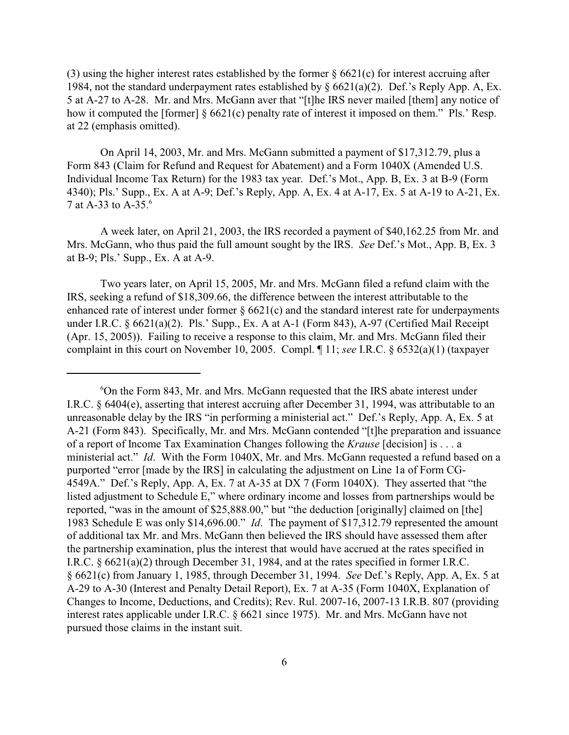(3) using the higher interest rates established by the former § 6621(c) for interest accruing after 1984, not the standard underpayment rates established by § 6621(a)(2). Def.'s Reply App. A, Ex. 5 at A-27 to A-28. Mr. and Mrs. McGann aver that "[t]he IRS never mailed [them] any notice of how it computed the [former] § 6621(c) penalty rate of interest it imposed on them." Pls.' Resp. at 22 (emphasis omitted).

On April 14, 2003, Mr. and Mrs. McGann submitted a payment of $17,312.79, plus a Form 843 (Claim for Refund and Request for Abatement) and a Form 1040X (Amended U.S. Individual Income Tax Return) for the 1983 tax year. Def.'s Mot., App. B, Ex. 3 at B-9 (Form 4340); Pls.' Supp., Ex. A at A-9; Def.'s Reply, App. A, Ex. 4 at A-17, Ex. 5 at A-19 to A-21, Ex. 7 at A-33 to A-35.[6]

A week later, on April 21, 2003, the IRS recorded a payment of $40,162.25 from Mr. and Mrs. McGann, who thus paid the full amount sought by the IRS. *See* Def.'s Mot., App. B, Ex. 3 at B-9; Pls.' Supp., Ex. A at A-9.

Two years later, on April 15, 2005, Mr. and Mrs. McGann filed a refund claim with the IRS, seeking a refund of $18,309.66, the difference between the interest attributable to the enhanced rate of interest under former § 6621(c) and the standard interest rate for underpayments under I.R.C. § 6621(a)(2). Pls.' Supp., Ex. A at A-1 (Form 843), A-97 (Certified Mail Receipt (Apr. 15, 2005)). Failing to receive a response to this claim, Mr. and Mrs. McGann filed their complaint in this court on November 10, 2005. Compl. ¶ 11; *see* I.R.C. § 6532(a)(1) (taxpayer

---

[6]On the Form 843, Mr. and Mrs. McGann requested that the IRS abate interest under I.R.C. § 6404(e), asserting that interest accruing after December 31, 1994, was attributable to an unreasonable delay by the IRS "in performing a ministerial act." Def.'s Reply, App. A, Ex. 5 at A-21 (Form 843). Specifically, Mr. and Mrs. McGann contended "[t]he preparation and issuance of a report of Income Tax Examination Changes following the *Krause* [decision] is . . . a ministerial act." *Id*. With the Form 1040X, Mr. and Mrs. McGann requested a refund based on a purported "error [made by the IRS] in calculating the adjustment on Line 1a of Form CG-4549A." Def.'s Reply, App. A, Ex. 7 at A-35 at DX 7 (Form 1040X). They asserted that "the listed adjustment to Schedule E," where ordinary income and losses from partnerships would be reported, "was in the amount of $25,888.00," but "the deduction [originally] claimed on [the] 1983 Schedule E was only $14,696.00." *Id*. The payment of $17,312.79 represented the amount of additional tax Mr. and Mrs. McGann then believed the IRS should have assessed them after the partnership examination, plus the interest that would have accrued at the rates specified in I.R.C. § 6621(a)(2) through December 31, 1984, and at the rates specified in former I.R.C. § 6621(c) from January 1, 1985, through December 31, 1994. *See* Def.'s Reply, App. A, Ex. 5 at A-29 to A-30 (Interest and Penalty Detail Report), Ex. 7 at A-35 (Form 1040X, Explanation of Changes to Income, Deductions, and Credits); Rev. Rul. 2007-16, 2007-13 I.R.B. 807 (providing interest rates applicable under I.R.C. § 6621 since 1975). Mr. and Mrs. McGann have not pursued those claims in the instant suit.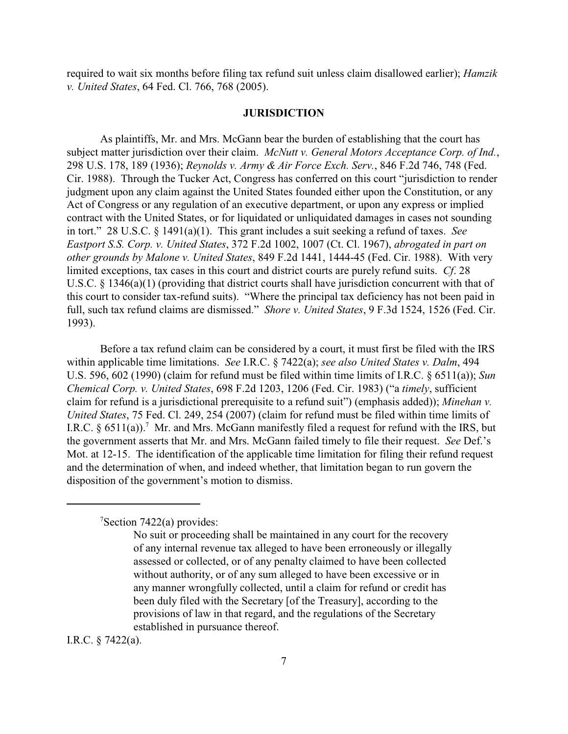required to wait six months before filing tax refund suit unless claim disallowed earlier); *Hamzik v. United States*, 64 Fed. Cl. 766, 768 (2005).

## JURISDICTION

As plaintiffs, Mr. and Mrs. McGann bear the burden of establishing that the court has subject matter jurisdiction over their claim. *McNutt v. General Motors Acceptance Corp. of Ind.*, 298 U.S. 178, 189 (1936); *Reynolds v. Army & Air Force Exch. Serv.*, 846 F.2d 746, 748 (Fed. Cir. 1988). Through the Tucker Act, Congress has conferred on this court "jurisdiction to render judgment upon any claim against the United States founded either upon the Constitution, or any Act of Congress or any regulation of an executive department, or upon any express or implied contract with the United States, or for liquidated or unliquidated damages in cases not sounding in tort." 28 U.S.C. § 1491(a)(1). This grant includes a suit seeking a refund of taxes. *See Eastport S.S. Corp. v. United States*, 372 F.2d 1002, 1007 (Ct. Cl. 1967), *abrogated in part on other grounds by Malone v. United States*, 849 F.2d 1441, 1444-45 (Fed. Cir. 1988). With very limited exceptions, tax cases in this court and district courts are purely refund suits. *Cf.* 28 U.S.C. § 1346(a)(1) (providing that district courts shall have jurisdiction concurrent with that of this court to consider tax-refund suits). "Where the principal tax deficiency has not been paid in full, such tax refund claims are dismissed." *Shore v. United States*, 9 F.3d 1524, 1526 (Fed. Cir. 1993).

Before a tax refund claim can be considered by a court, it must first be filed with the IRS within applicable time limitations. *See* I.R.C. § 7422(a); *see also United States v. Dalm*, 494 U.S. 596, 602 (1990) (claim for refund must be filed within time limits of I.R.C. § 6511(a)); *Sun Chemical Corp. v. United States*, 698 F.2d 1203, 1206 (Fed. Cir. 1983) ("a *timely*, sufficient claim for refund is a jurisdictional prerequisite to a refund suit") (emphasis added)); *Minehan v. United States*, 75 Fed. Cl. 249, 254 (2007) (claim for refund must be filed within time limits of I.R.C. § 6511(a)).[7] Mr. and Mrs. McGann manifestly filed a request for refund with the IRS, but the government asserts that Mr. and Mrs. McGann failed timely to file their request. *See* Def.'s Mot. at 12-15. The identification of the applicable time limitation for filing their refund request and the determination of when, and indeed whether, that limitation began to run govern the disposition of the government's motion to dismiss.

---

[7]Section 7422(a) provides:

> No suit or proceeding shall be maintained in any court for the recovery of any internal revenue tax alleged to have been erroneously or illegally assessed or collected, or of any penalty claimed to have been collected without authority, or of any sum alleged to have been excessive or in any manner wrongfully collected, until a claim for refund or credit has been duly filed with the Secretary [of the Treasury], according to the provisions of law in that regard, and the regulations of the Secretary established in pursuance thereof.

I.R.C. § 7422(a).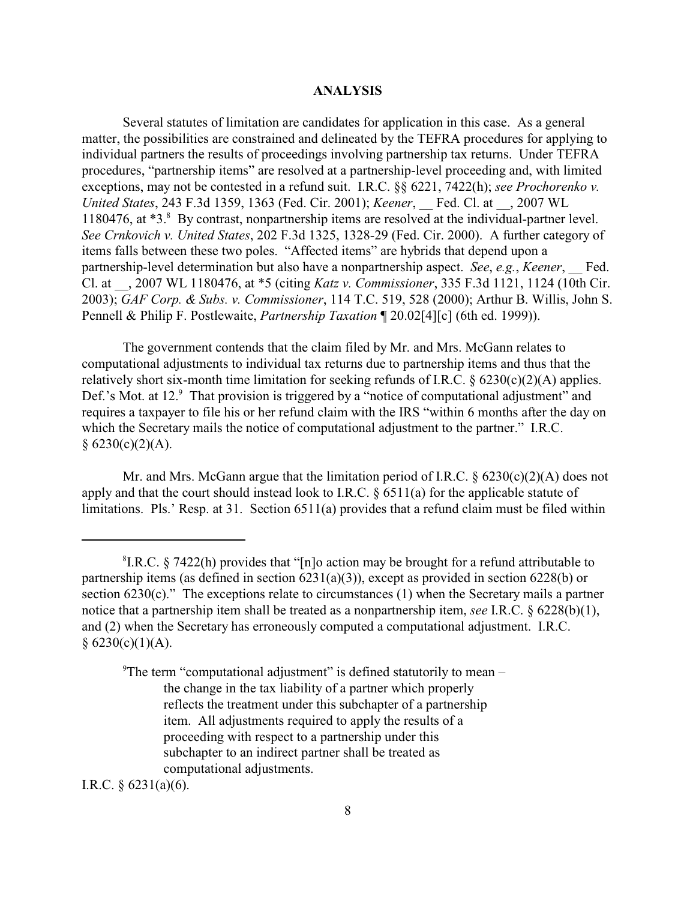## ANALYSIS

Several statutes of limitation are candidates for application in this case. As a general matter, the possibilities are constrained and delineated by the TEFRA procedures for applying to individual partners the results of proceedings involving partnership tax returns. Under TEFRA procedures, "partnership items" are resolved at a partnership-level proceeding and, with limited exceptions, may not be contested in a refund suit. I.R.C. §§ 6221, 7422(h); *see Prochorenko v. United States*, 243 F.3d 1359, 1363 (Fed. Cir. 2001); *Keener*, __ Fed. Cl. at __, 2007 WL 1180476, at *3.[8] By contrast, nonpartnership items are resolved at the individual-partner level. *See Crnkovich v. United States*, 202 F.3d 1325, 1328-29 (Fed. Cir. 2000). A further category of items falls between these two poles. "Affected items" are hybrids that depend upon a partnership-level determination but also have a nonpartnership aspect. *See*, *e.g.*, *Keener*, __ Fed. Cl. at __, 2007 WL 1180476, at *5 (citing *Katz v. Commissioner*, 335 F.3d 1121, 1124 (10th Cir. 2003); *GAF Corp. & Subs. v. Commissioner*, 114 T.C. 519, 528 (2000); Arthur B. Willis, John S. Pennell & Philip F. Postlewaite, *Partnership Taxation* ¶ 20.02[4][c] (6th ed. 1999)).

The government contends that the claim filed by Mr. and Mrs. McGann relates to computational adjustments to individual tax returns due to partnership items and thus that the relatively short six-month time limitation for seeking refunds of I.R.C. § 6230(c)(2)(A) applies. Def.'s Mot. at 12.[9] That provision is triggered by a "notice of computational adjustment" and requires a taxpayer to file his or her refund claim with the IRS "within 6 months after the day on which the Secretary mails the notice of computational adjustment to the partner." I.R.C. § 6230(c)(2)(A).

Mr. and Mrs. McGann argue that the limitation period of I.R.C. § 6230(c)(2)(A) does not apply and that the court should instead look to I.R.C. § 6511(a) for the applicable statute of limitations. Pls.' Resp. at 31. Section 6511(a) provides that a refund claim must be filed within

---

[8] I.R.C. § 7422(h) provides that "[n]o action may be brought for a refund attributable to partnership items (as defined in section 6231(a)(3)), except as provided in section 6228(b) or section 6230(c)." The exceptions relate to circumstances (1) when the Secretary mails a partner notice that a partnership item shall be treated as a nonpartnership item, *see* I.R.C. § 6228(b)(1), and (2) when the Secretary has erroneously computed a computational adjustment. I.R.C. § 6230(c)(1)(A).

[9] The term "computational adjustment" is defined statutorily to mean –

> the change in the tax liability of a partner which properly reflects the treatment under this subchapter of a partnership item. All adjustments required to apply the results of a proceeding with respect to a partnership under this subchapter to an indirect partner shall be treated as computational adjustments.

I.R.C. § 6231(a)(6).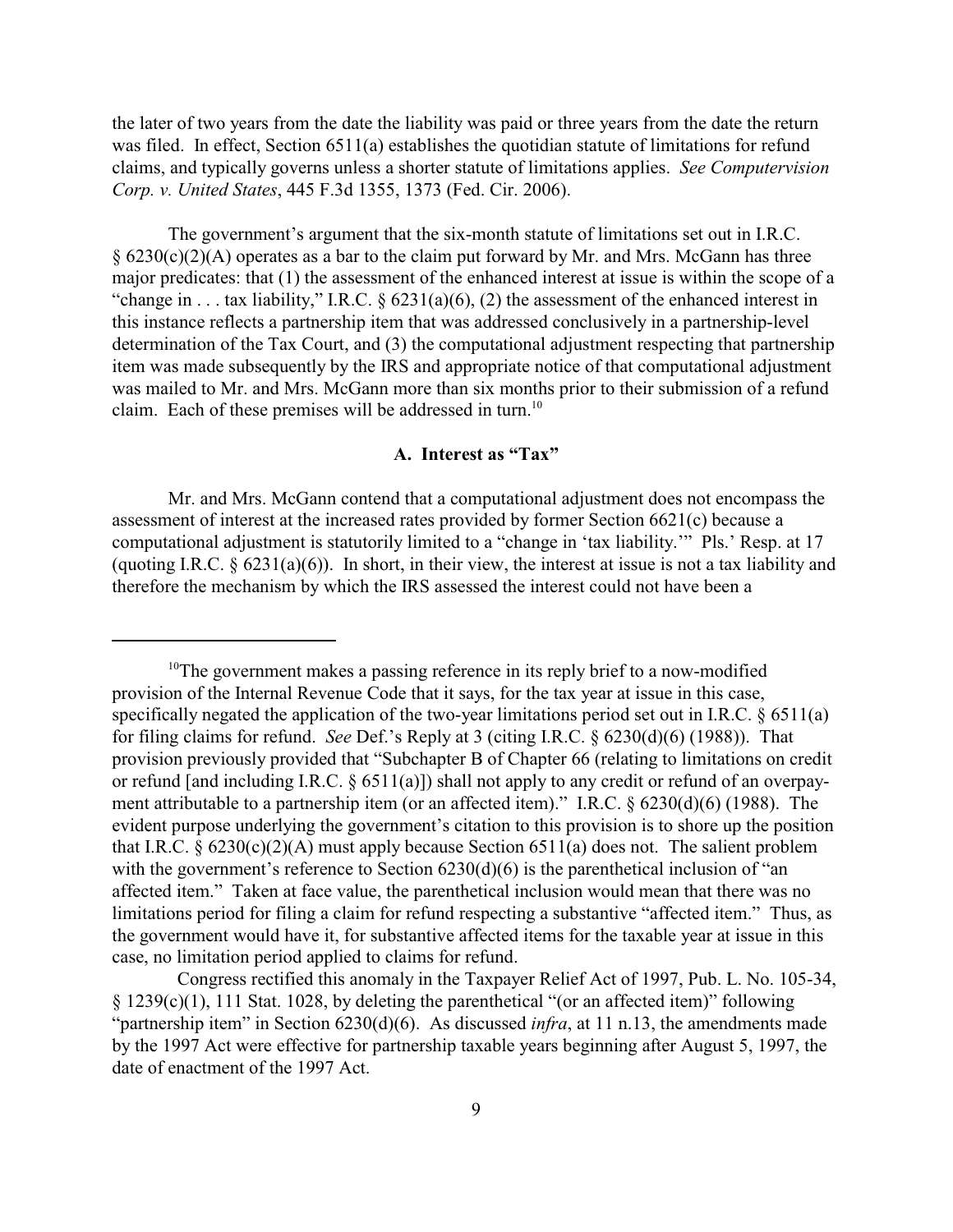the later of two years from the date the liability was paid or three years from the date the return was filed. In effect, Section 6511(a) establishes the quotidian statute of limitations for refund claims, and typically governs unless a shorter statute of limitations applies. *See Computervision Corp. v. United States*, 445 F.3d 1355, 1373 (Fed. Cir. 2006).

The government's argument that the six-month statute of limitations set out in I.R.C. § 6230(c)(2)(A) operates as a bar to the claim put forward by Mr. and Mrs. McGann has three major predicates: that (1) the assessment of the enhanced interest at issue is within the scope of a "change in . . . tax liability," I.R.C. § 6231(a)(6), (2) the assessment of the enhanced interest in this instance reflects a partnership item that was addressed conclusively in a partnership-level determination of the Tax Court, and (3) the computational adjustment respecting that partnership item was made subsequently by the IRS and appropriate notice of that computational adjustment was mailed to Mr. and Mrs. McGann more than six months prior to their submission of a refund claim. Each of these premises will be addressed in turn.[10]

### A. Interest as "Tax"

Mr. and Mrs. McGann contend that a computational adjustment does not encompass the assessment of interest at the increased rates provided by former Section 6621(c) because a computational adjustment is statutorily limited to a "change in 'tax liability.'" Pls.' Resp. at 17 (quoting I.R.C. § 6231(a)(6)). In short, in their view, the interest at issue is not a tax liability and therefore the mechanism by which the IRS assessed the interest could not have been a

---

[10]The government makes a passing reference in its reply brief to a now-modified provision of the Internal Revenue Code that it says, for the tax year at issue in this case, specifically negated the application of the two-year limitations period set out in I.R.C. § 6511(a) for filing claims for refund. *See* Def.'s Reply at 3 (citing I.R.C. § 6230(d)(6) (1988)). That provision previously provided that "Subchapter B of Chapter 66 (relating to limitations on credit or refund [and including I.R.C. § 6511(a)]) shall not apply to any credit or refund of an overpayment attributable to a partnership item (or an affected item)." I.R.C. § 6230(d)(6) (1988). The evident purpose underlying the government's citation to this provision is to shore up the position that I.R.C. § 6230(c)(2)(A) must apply because Section 6511(a) does not. The salient problem with the government's reference to Section 6230(d)(6) is the parenthetical inclusion of "an affected item." Taken at face value, the parenthetical inclusion would mean that there was no limitations period for filing a claim for refund respecting a substantive "affected item." Thus, as the government would have it, for substantive affected items for the taxable year at issue in this case, no limitation period applied to claims for refund.

Congress rectified this anomaly in the Taxpayer Relief Act of 1997, Pub. L. No. 105-34, § 1239(c)(1), 111 Stat. 1028, by deleting the parenthetical "(or an affected item)" following "partnership item" in Section 6230(d)(6). As discussed *infra*, at 11 n.13, the amendments made by the 1997 Act were effective for partnership taxable years beginning after August 5, 1997, the date of enactment of the 1997 Act.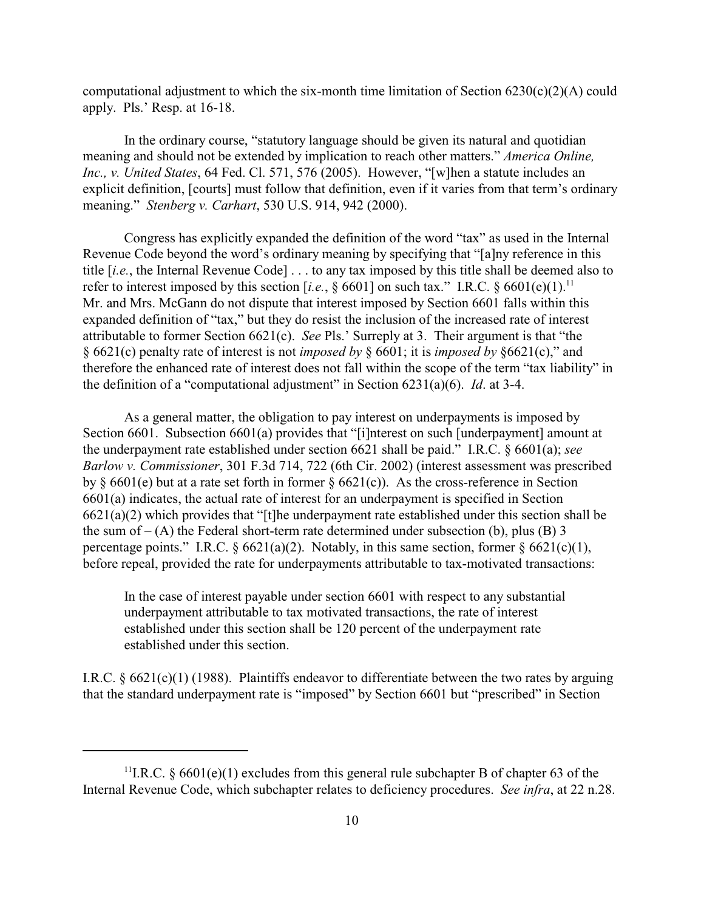computational adjustment to which the six-month time limitation of Section 6230(c)(2)(A) could apply. Pls.' Resp. at 16-18.

In the ordinary course, "statutory language should be given its natural and quotidian meaning and should not be extended by implication to reach other matters." *America Online, Inc., v. United States*, 64 Fed. Cl. 571, 576 (2005). However, "[w]hen a statute includes an explicit definition, [courts] must follow that definition, even if it varies from that term's ordinary meaning." *Stenberg v. Carhart*, 530 U.S. 914, 942 (2000).

Congress has explicitly expanded the definition of the word "tax" as used in the Internal Revenue Code beyond the word's ordinary meaning by specifying that "[a]ny reference in this title [*i.e.*, the Internal Revenue Code] . . . to any tax imposed by this title shall be deemed also to refer to interest imposed by this section [*i.e.*, § 6601] on such tax." I.R.C. § 6601(e)(1).[11] Mr. and Mrs. McGann do not dispute that interest imposed by Section 6601 falls within this expanded definition of "tax," but they do resist the inclusion of the increased rate of interest attributable to former Section 6621(c). *See* Pls.' Surreply at 3. Their argument is that "the § 6621(c) penalty rate of interest is not *imposed by* § 6601; it is *imposed by* §6621(c)," and therefore the enhanced rate of interest does not fall within the scope of the term "tax liability" in the definition of a "computational adjustment" in Section 6231(a)(6). *Id*. at 3-4.

As a general matter, the obligation to pay interest on underpayments is imposed by Section 6601. Subsection 6601(a) provides that "[i]nterest on such [underpayment] amount at the underpayment rate established under section 6621 shall be paid." I.R.C. § 6601(a); *see Barlow v. Commissioner*, 301 F.3d 714, 722 (6th Cir. 2002) (interest assessment was prescribed by § 6601(e) but at a rate set forth in former § 6621(c)). As the cross-reference in Section 6601(a) indicates, the actual rate of interest for an underpayment is specified in Section 6621(a)(2) which provides that "[t]he underpayment rate established under this section shall be the sum of – (A) the Federal short-term rate determined under subsection (b), plus (B) 3 percentage points." I.R.C. § 6621(a)(2). Notably, in this same section, former § 6621(c)(1), before repeal, provided the rate for underpayments attributable to tax-motivated transactions:

> In the case of interest payable under section 6601 with respect to any substantial underpayment attributable to tax motivated transactions, the rate of interest established under this section shall be 120 percent of the underpayment rate established under this section.

I.R.C. § 6621(c)(1) (1988). Plaintiffs endeavor to differentiate between the two rates by arguing that the standard underpayment rate is "imposed" by Section 6601 but "prescribed" in Section

---

[11] I.R.C. § 6601(e)(1) excludes from this general rule subchapter B of chapter 63 of the Internal Revenue Code, which subchapter relates to deficiency procedures. *See infra*, at 22 n.28.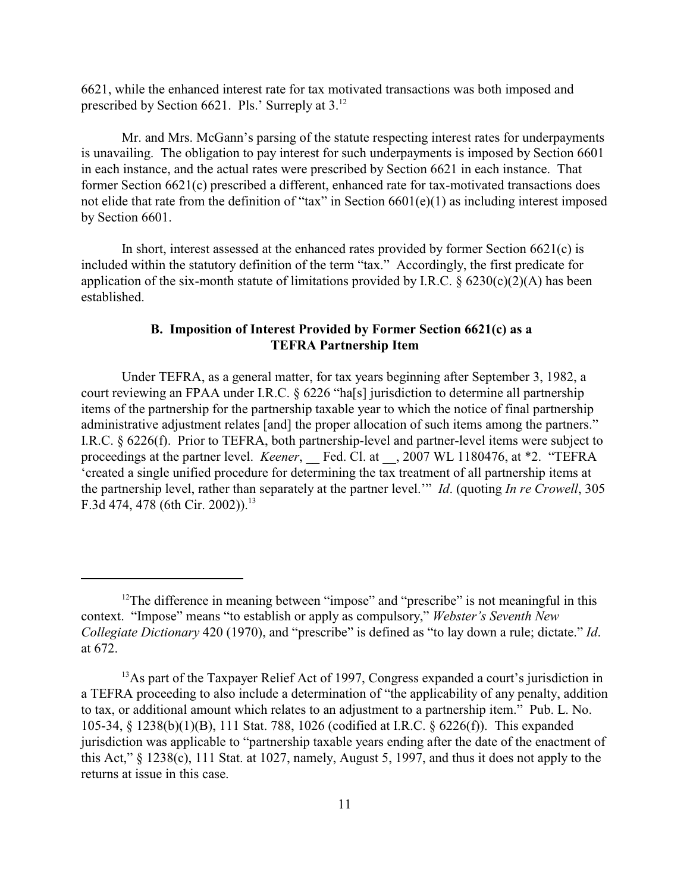6621, while the enhanced interest rate for tax motivated transactions was both imposed and prescribed by Section 6621. Pls.' Surreply at 3.[12]

Mr. and Mrs. McGann's parsing of the statute respecting interest rates for underpayments is unavailing. The obligation to pay interest for such underpayments is imposed by Section 6601 in each instance, and the actual rates were prescribed by Section 6621 in each instance. That former Section 6621(c) prescribed a different, enhanced rate for tax-motivated transactions does not elide that rate from the definition of "tax" in Section 6601(e)(1) as including interest imposed by Section 6601.

In short, interest assessed at the enhanced rates provided by former Section 6621(c) is included within the statutory definition of the term "tax." Accordingly, the first predicate for application of the six-month statute of limitations provided by I.R.C. § 6230(c)(2)(A) has been established.

### B. Imposition of Interest Provided by Former Section 6621(c) as a TEFRA Partnership Item

Under TEFRA, as a general matter, for tax years beginning after September 3, 1982, a court reviewing an FPAA under I.R.C. § 6226 "ha[s] jurisdiction to determine all partnership items of the partnership for the partnership taxable year to which the notice of final partnership administrative adjustment relates [and] the proper allocation of such items among the partners." I.R.C. § 6226(f). Prior to TEFRA, both partnership-level and partner-level items were subject to proceedings at the partner level. *Keener*, __ Fed. Cl. at __, 2007 WL 1180476, at *2. "TEFRA 'created a single unified procedure for determining the tax treatment of all partnership items at the partnership level, rather than separately at the partner level.'" *Id*. (quoting *In re Crowell*, 305 F.3d 474, 478 (6th Cir. 2002)).[13]

---

[12]The difference in meaning between "impose" and "prescribe" is not meaningful in this context. "Impose" means "to establish or apply as compulsory," *Webster's Seventh New Collegiate Dictionary* 420 (1970), and "prescribe" is defined as "to lay down a rule; dictate." *Id*. at 672.

[13]As part of the Taxpayer Relief Act of 1997, Congress expanded a court's jurisdiction in a TEFRA proceeding to also include a determination of "the applicability of any penalty, addition to tax, or additional amount which relates to an adjustment to a partnership item." Pub. L. No. 105-34, § 1238(b)(1)(B), 111 Stat. 788, 1026 (codified at I.R.C. § 6226(f)). This expanded jurisdiction was applicable to "partnership taxable years ending after the date of the enactment of this Act," § 1238(c), 111 Stat. at 1027, namely, August 5, 1997, and thus it does not apply to the returns at issue in this case.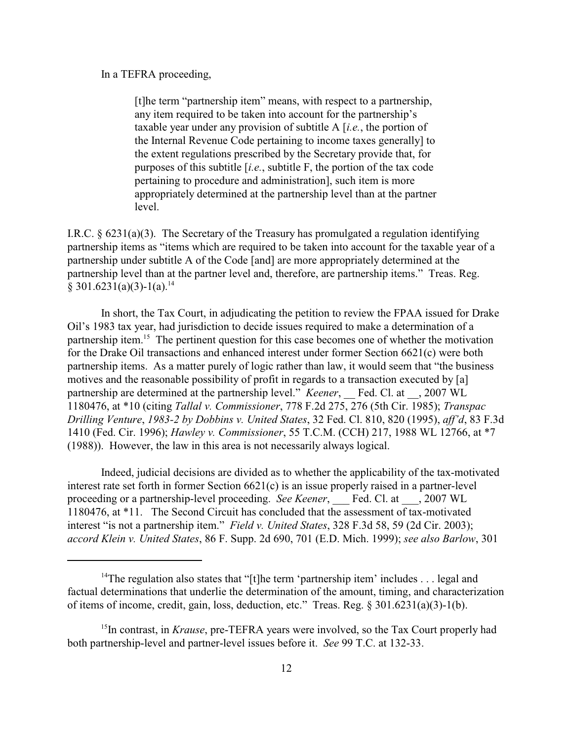In a TEFRA proceeding,

> [t]he term "partnership item" means, with respect to a partnership, any item required to be taken into account for the partnership's taxable year under any provision of subtitle A [*i.e.*, the portion of the Internal Revenue Code pertaining to income taxes generally] to the extent regulations prescribed by the Secretary provide that, for purposes of this subtitle [*i.e.*, subtitle F, the portion of the tax code pertaining to procedure and administration], such item is more appropriately determined at the partnership level than at the partner level.

I.R.C. § 6231(a)(3). The Secretary of the Treasury has promulgated a regulation identifying partnership items as "items which are required to be taken into account for the taxable year of a partnership under subtitle A of the Code [and] are more appropriately determined at the partnership level than at the partner level and, therefore, are partnership items." Treas. Reg. § 301.6231(a)(3)-1(a).[14]

In short, the Tax Court, in adjudicating the petition to review the FPAA issued for Drake Oil's 1983 tax year, had jurisdiction to decide issues required to make a determination of a partnership item.[15] The pertinent question for this case becomes one of whether the motivation for the Drake Oil transactions and enhanced interest under former Section 6621(c) were both partnership items. As a matter purely of logic rather than law, it would seem that "the business motives and the reasonable possibility of profit in regards to a transaction executed by [a] partnership are determined at the partnership level." *Keener*, __ Fed. Cl. at __, 2007 WL 1180476, at *10 (citing *Tallal v. Commissioner*, 778 F.2d 275, 276 (5th Cir. 1985); *Transpac Drilling Venture*, *1983-2 by Dobbins v. United States*, 32 Fed. Cl. 810, 820 (1995), *aff'd*, 83 F.3d 1410 (Fed. Cir. 1996); *Hawley v. Commissioner*, 55 T.C.M. (CCH) 217, 1988 WL 12766, at *7 (1988)). However, the law in this area is not necessarily always logical.

Indeed, judicial decisions are divided as to whether the applicability of the tax-motivated interest rate set forth in former Section 6621(c) is an issue properly raised in a partner-level proceeding or a partnership-level proceeding. *See Keener*, ___ Fed. Cl. at ___, 2007 WL 1180476, at *11. The Second Circuit has concluded that the assessment of tax-motivated interest "is not a partnership item." *Field v. United States*, 328 F.3d 58, 59 (2d Cir. 2003); *accord Klein v. United States*, 86 F. Supp. 2d 690, 701 (E.D. Mich. 1999); *see also Barlow*, 301

---

[14] The regulation also states that "[t]he term 'partnership item' includes . . . legal and factual determinations that underlie the determination of the amount, timing, and characterization of items of income, credit, gain, loss, deduction, etc." Treas. Reg. § 301.6231(a)(3)-1(b).

[15] In contrast, in *Krause*, pre-TEFRA years were involved, so the Tax Court properly had both partnership-level and partner-level issues before it. *See* 99 T.C. at 132-33.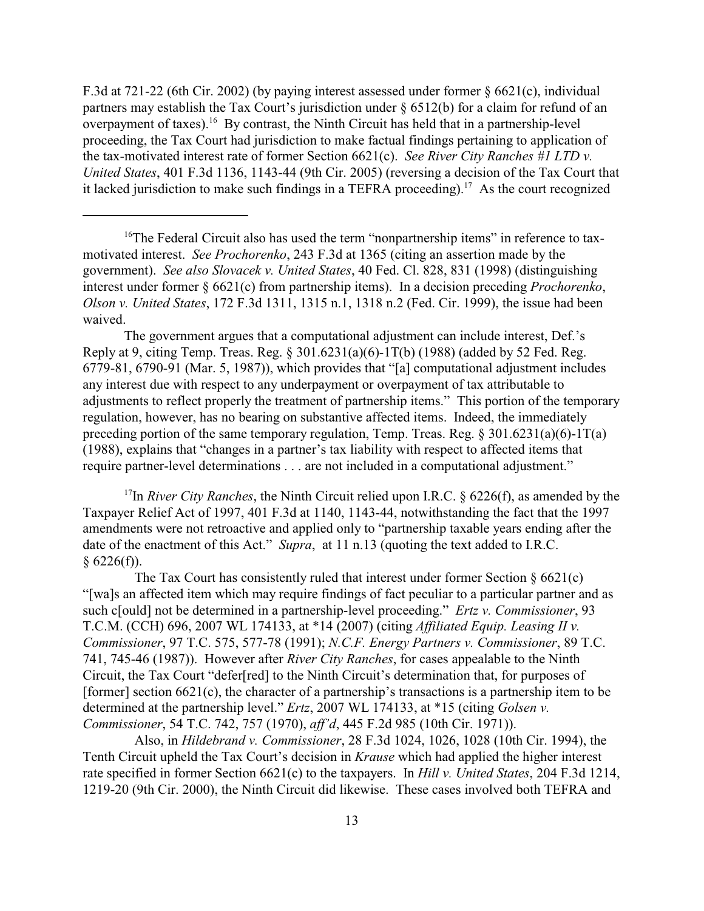F.3d at 721-22 (6th Cir. 2002) (by paying interest assessed under former § 6621(c), individual partners may establish the Tax Court's jurisdiction under § 6512(b) for a claim for refund of an overpayment of taxes).[16] By contrast, the Ninth Circuit has held that in a partnership-level proceeding, the Tax Court had jurisdiction to make factual findings pertaining to application of the tax-motivated interest rate of former Section 6621(c). *See River City Ranches #1 LTD v. United States*, 401 F.3d 1136, 1143-44 (9th Cir. 2005) (reversing a decision of the Tax Court that it lacked jurisdiction to make such findings in a TEFRA proceeding).[17] As the court recognized

---

[16]The Federal Circuit also has used the term "nonpartnership items" in reference to tax-motivated interest. *See Prochorenko*, 243 F.3d at 1365 (citing an assertion made by the government). *See also Slovacek v. United States*, 40 Fed. Cl. 828, 831 (1998) (distinguishing interest under former § 6621(c) from partnership items). In a decision preceding *Prochorenko*, *Olson v. United States*, 172 F.3d 1311, 1315 n.1, 1318 n.2 (Fed. Cir. 1999), the issue had been waived.

The government argues that a computational adjustment can include interest, Def.'s Reply at 9, citing Temp. Treas. Reg. § 301.6231(a)(6)-1T(b) (1988) (added by 52 Fed. Reg. 6779-81, 6790-91 (Mar. 5, 1987)), which provides that "[a] computational adjustment includes any interest due with respect to any underpayment or overpayment of tax attributable to adjustments to reflect properly the treatment of partnership items." This portion of the temporary regulation, however, has no bearing on substantive affected items. Indeed, the immediately preceding portion of the same temporary regulation, Temp. Treas. Reg. § 301.6231(a)(6)-1T(a) (1988), explains that "changes in a partner's tax liability with respect to affected items that require partner-level determinations . . . are not included in a computational adjustment."

[17]In *River City Ranches*, the Ninth Circuit relied upon I.R.C. § 6226(f), as amended by the Taxpayer Relief Act of 1997, 401 F.3d at 1140, 1143-44, notwithstanding the fact that the 1997 amendments were not retroactive and applied only to "partnership taxable years ending after the date of the enactment of this Act." *Supra*, at 11 n.13 (quoting the text added to I.R.C. § 6226(f)).

The Tax Court has consistently ruled that interest under former Section § 6621(c) "[wa]s an affected item which may require findings of fact peculiar to a particular partner and as such c[ould] not be determined in a partnership-level proceeding." *Ertz v. Commissioner*, 93 T.C.M. (CCH) 696, 2007 WL 174133, at *14 (2007) (citing *Affiliated Equip. Leasing II v. Commissioner*, 97 T.C. 575, 577-78 (1991); *N.C.F. Energy Partners v. Commissioner*, 89 T.C. 741, 745-46 (1987)). However after *River City Ranches*, for cases appealable to the Ninth Circuit, the Tax Court "defer[red] to the Ninth Circuit's determination that, for purposes of [former] section 6621(c), the character of a partnership's transactions is a partnership item to be determined at the partnership level." *Ertz*, 2007 WL 174133, at *15 (citing *Golsen v. Commissioner*, 54 T.C. 742, 757 (1970), *aff'd*, 445 F.2d 985 (10th Cir. 1971)).

Also, in *Hildebrand v. Commissioner*, 28 F.3d 1024, 1026, 1028 (10th Cir. 1994), the Tenth Circuit upheld the Tax Court's decision in *Krause* which had applied the higher interest rate specified in former Section 6621(c) to the taxpayers. In *Hill v. United States*, 204 F.3d 1214, 1219-20 (9th Cir. 2000), the Ninth Circuit did likewise. These cases involved both TEFRA and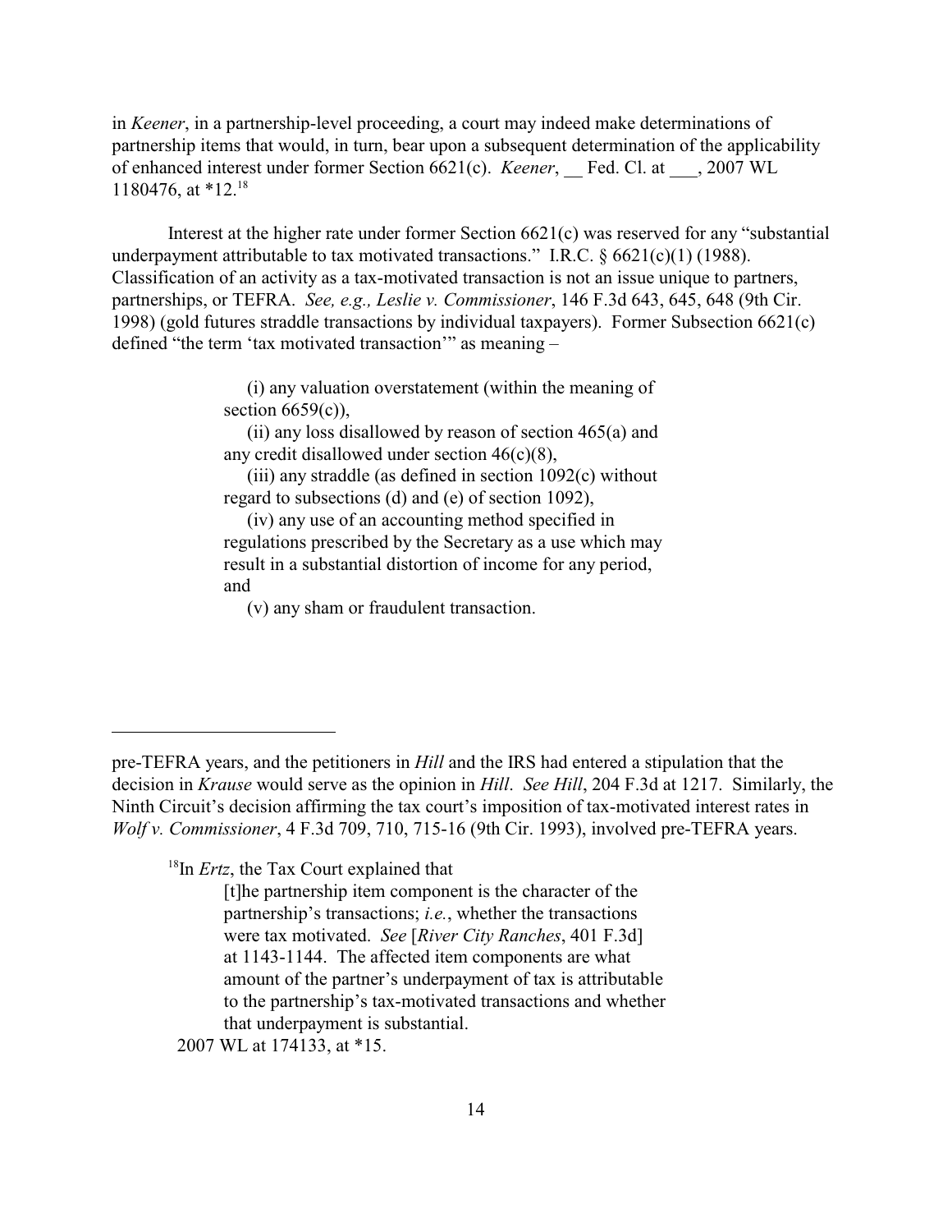in *Keener*, in a partnership-level proceeding, a court may indeed make determinations of partnership items that would, in turn, bear upon a subsequent determination of the applicability of enhanced interest under former Section 6621(c). *Keener*, __ Fed. Cl. at ___, 2007 WL 1180476, at *12.[18]

Interest at the higher rate under former Section 6621(c) was reserved for any "substantial underpayment attributable to tax motivated transactions." I.R.C. § 6621(c)(1) (1988). Classification of an activity as a tax-motivated transaction is not an issue unique to partners, partnerships, or TEFRA. *See, e.g., Leslie v. Commissioner*, 146 F.3d 643, 645, 648 (9th Cir. 1998) (gold futures straddle transactions by individual taxpayers). Former Subsection 6621(c) defined "the term 'tax motivated transaction'" as meaning –

> (i) any valuation overstatement (within the meaning of section 6659(c)),
>
> (ii) any loss disallowed by reason of section 465(a) and any credit disallowed under section 46(c)(8),
>
> (iii) any straddle (as defined in section 1092(c) without regard to subsections (d) and (e) of section 1092),
>
> (iv) any use of an accounting method specified in regulations prescribed by the Secretary as a use which may result in a substantial distortion of income for any period, and
>
> (v) any sham or fraudulent transaction.

---

pre-TEFRA years, and the petitioners in *Hill* and the IRS had entered a stipulation that the decision in *Krause* would serve as the opinion in *Hill*. *See Hill*, 204 F.3d at 1217. Similarly, the Ninth Circuit's decision affirming the tax court's imposition of tax-motivated interest rates in *Wolf v. Commissioner*, 4 F.3d 709, 710, 715-16 (9th Cir. 1993), involved pre-TEFRA years.

[18] In *Ertz*, the Tax Court explained that

> [t]he partnership item component is the character of the partnership's transactions; *i.e.*, whether the transactions were tax motivated. *See* [*River City Ranches*, 401 F.3d] at 1143-1144. The affected item components are what amount of the partner's underpayment of tax is attributable to the partnership's tax-motivated transactions and whether that underpayment is substantial.

2007 WL at 174133, at *15.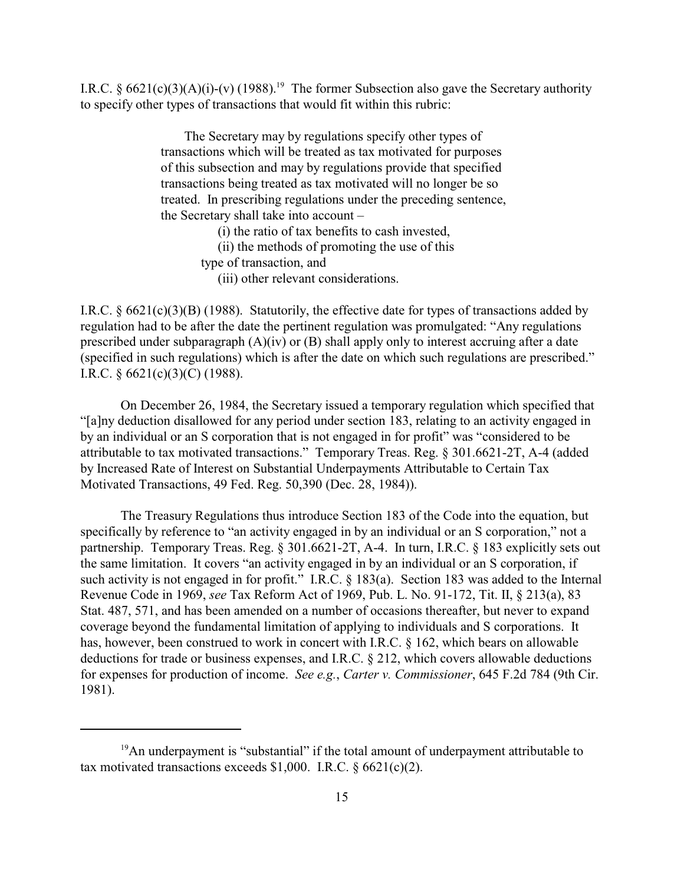I.R.C. § 6621(c)(3)(A)(i)-(v) (1988).[19] The former Subsection also gave the Secretary authority to specify other types of transactions that would fit within this rubric:

> The Secretary may by regulations specify other types of transactions which will be treated as tax motivated for purposes of this subsection and may by regulations provide that specified transactions being treated as tax motivated will no longer be so treated. In prescribing regulations under the preceding sentence, the Secretary shall take into account –
>
> (i) the ratio of tax benefits to cash invested,
>
> (ii) the methods of promoting the use of this type of transaction, and
>
> (iii) other relevant considerations.

I.R.C. § 6621(c)(3)(B) (1988). Statutorily, the effective date for types of transactions added by regulation had to be after the date the pertinent regulation was promulgated: "Any regulations prescribed under subparagraph (A)(iv) or (B) shall apply only to interest accruing after a date (specified in such regulations) which is after the date on which such regulations are prescribed." I.R.C. § 6621(c)(3)(C) (1988).

On December 26, 1984, the Secretary issued a temporary regulation which specified that "[a]ny deduction disallowed for any period under section 183, relating to an activity engaged in by an individual or an S corporation that is not engaged in for profit" was "considered to be attributable to tax motivated transactions." Temporary Treas. Reg. § 301.6621-2T, A-4 (added by Increased Rate of Interest on Substantial Underpayments Attributable to Certain Tax Motivated Transactions, 49 Fed. Reg. 50,390 (Dec. 28, 1984)).

The Treasury Regulations thus introduce Section 183 of the Code into the equation, but specifically by reference to "an activity engaged in by an individual or an S corporation," not a partnership. Temporary Treas. Reg. § 301.6621-2T, A-4. In turn, I.R.C. § 183 explicitly sets out the same limitation. It covers "an activity engaged in by an individual or an S corporation, if such activity is not engaged in for profit." I.R.C. § 183(a). Section 183 was added to the Internal Revenue Code in 1969, *see* Tax Reform Act of 1969, Pub. L. No. 91-172, Tit. II, § 213(a), 83 Stat. 487, 571, and has been amended on a number of occasions thereafter, but never to expand coverage beyond the fundamental limitation of applying to individuals and S corporations. It has, however, been construed to work in concert with I.R.C. § 162, which bears on allowable deductions for trade or business expenses, and I.R.C. § 212, which covers allowable deductions for expenses for production of income. *See e.g.*, *Carter v. Commissioner*, 645 F.2d 784 (9th Cir. 1981).

---

[19] An underpayment is "substantial" if the total amount of underpayment attributable to tax motivated transactions exceeds $1,000. I.R.C. § 6621(c)(2).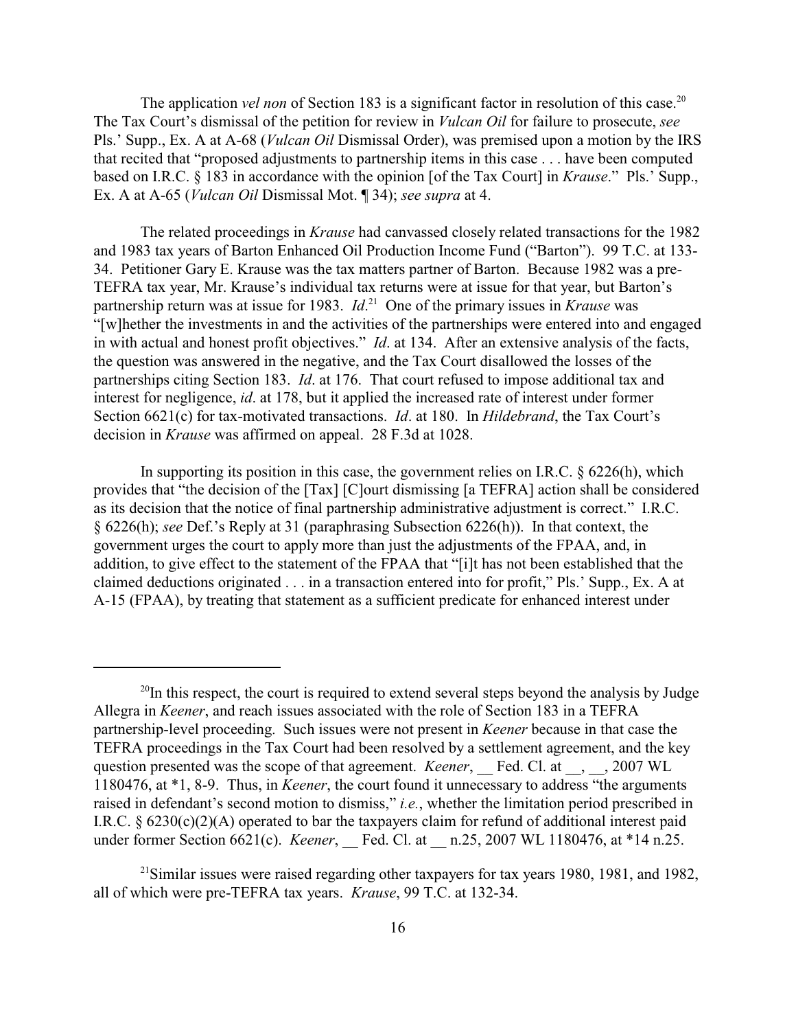The application *vel non* of Section 183 is a significant factor in resolution of this case.[20] The Tax Court's dismissal of the petition for review in *Vulcan Oil* for failure to prosecute, *see* Pls.' Supp., Ex. A at A-68 (*Vulcan Oil* Dismissal Order), was premised upon a motion by the IRS that recited that "proposed adjustments to partnership items in this case . . . have been computed based on I.R.C. § 183 in accordance with the opinion [of the Tax Court] in *Krause*." Pls.' Supp., Ex. A at A-65 (*Vulcan Oil* Dismissal Mot. ¶ 34); *see supra* at 4.

The related proceedings in *Krause* had canvassed closely related transactions for the 1982 and 1983 tax years of Barton Enhanced Oil Production Income Fund ("Barton"). 99 T.C. at 133-34. Petitioner Gary E. Krause was the tax matters partner of Barton. Because 1982 was a pre-TEFRA tax year, Mr. Krause's individual tax returns were at issue for that year, but Barton's partnership return was at issue for 1983. *Id*.[21] One of the primary issues in *Krause* was "[w]hether the investments in and the activities of the partnerships were entered into and engaged in with actual and honest profit objectives." *Id*. at 134. After an extensive analysis of the facts, the question was answered in the negative, and the Tax Court disallowed the losses of the partnerships citing Section 183. *Id*. at 176. That court refused to impose additional tax and interest for negligence, *id*. at 178, but it applied the increased rate of interest under former Section 6621(c) for tax-motivated transactions. *Id*. at 180. In *Hildebrand*, the Tax Court's decision in *Krause* was affirmed on appeal. 28 F.3d at 1028.

In supporting its position in this case, the government relies on I.R.C. § 6226(h), which provides that "the decision of the [Tax] [C]ourt dismissing [a TEFRA] action shall be considered as its decision that the notice of final partnership administrative adjustment is correct." I.R.C. § 6226(h); *see* Def.'s Reply at 31 (paraphrasing Subsection 6226(h)). In that context, the government urges the court to apply more than just the adjustments of the FPAA, and, in addition, to give effect to the statement of the FPAA that "[i]t has not been established that the claimed deductions originated . . . in a transaction entered into for profit," Pls.' Supp., Ex. A at A-15 (FPAA), by treating that statement as a sufficient predicate for enhanced interest under

---

[20] In this respect, the court is required to extend several steps beyond the analysis by Judge Allegra in *Keener*, and reach issues associated with the role of Section 183 in a TEFRA partnership-level proceeding. Such issues were not present in *Keener* because in that case the TEFRA proceedings in the Tax Court had been resolved by a settlement agreement, and the key question presented was the scope of that agreement. *Keener*, __ Fed. Cl. at __, __, 2007 WL 1180476, at *1, 8-9. Thus, in *Keener*, the court found it unnecessary to address "the arguments raised in defendant's second motion to dismiss," *i.e.*, whether the limitation period prescribed in I.R.C. § 6230(c)(2)(A) operated to bar the taxpayers claim for refund of additional interest paid under former Section 6621(c). *Keener*, __ Fed. Cl. at __ n.25, 2007 WL 1180476, at *14 n.25.

[21] Similar issues were raised regarding other taxpayers for tax years 1980, 1981, and 1982, all of which were pre-TEFRA tax years. *Krause*, 99 T.C. at 132-34.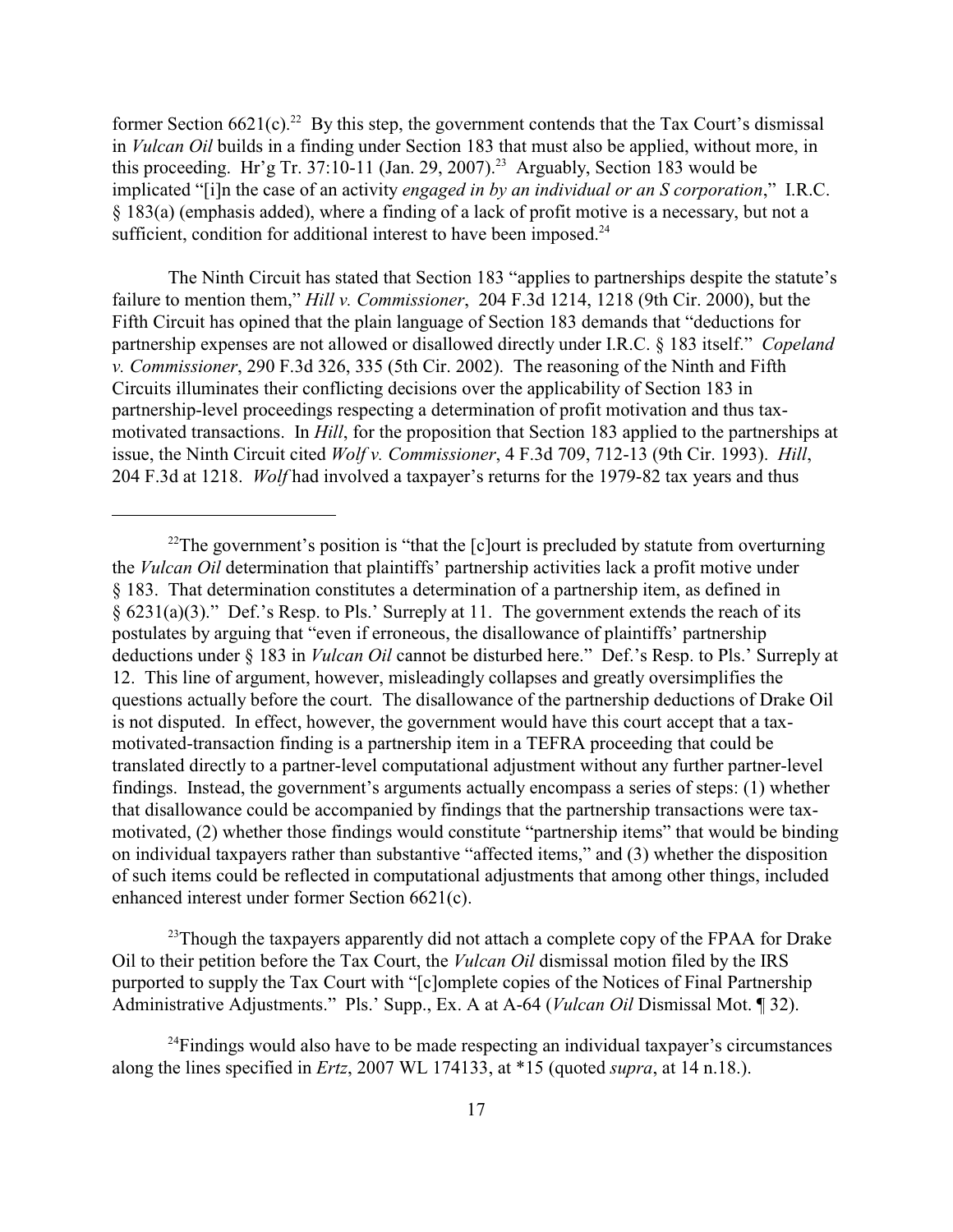former Section 6621(c).[22] By this step, the government contends that the Tax Court's dismissal in *Vulcan Oil* builds in a finding under Section 183 that must also be applied, without more, in this proceeding. Hr'g Tr. 37:10-11 (Jan. 29, 2007).[23] Arguably, Section 183 would be implicated "[i]n the case of an activity *engaged in by an individual or an S corporation*," I.R.C. § 183(a) (emphasis added), where a finding of a lack of profit motive is a necessary, but not a sufficient, condition for additional interest to have been imposed.[24]

The Ninth Circuit has stated that Section 183 "applies to partnerships despite the statute's failure to mention them," *Hill v. Commissioner*, 204 F.3d 1214, 1218 (9th Cir. 2000), but the Fifth Circuit has opined that the plain language of Section 183 demands that "deductions for partnership expenses are not allowed or disallowed directly under I.R.C. § 183 itself." *Copeland v. Commissioner*, 290 F.3d 326, 335 (5th Cir. 2002). The reasoning of the Ninth and Fifth Circuits illuminates their conflicting decisions over the applicability of Section 183 in partnership-level proceedings respecting a determination of profit motivation and thus tax-motivated transactions. In *Hill*, for the proposition that Section 183 applied to the partnerships at issue, the Ninth Circuit cited *Wolf v. Commissioner*, 4 F.3d 709, 712-13 (9th Cir. 1993). *Hill*, 204 F.3d at 1218. *Wolf* had involved a taxpayer's returns for the 1979-82 tax years and thus

---

[22]The government's position is "that the [c]ourt is precluded by statute from overturning the *Vulcan Oil* determination that plaintiffs' partnership activities lack a profit motive under § 183. That determination constitutes a determination of a partnership item, as defined in § 6231(a)(3)." Def.'s Resp. to Pls.' Surreply at 11. The government extends the reach of its postulates by arguing that "even if erroneous, the disallowance of plaintiffs' partnership deductions under § 183 in *Vulcan Oil* cannot be disturbed here." Def.'s Resp. to Pls.' Surreply at 12. This line of argument, however, misleadingly collapses and greatly oversimplifies the questions actually before the court. The disallowance of the partnership deductions of Drake Oil is not disputed. In effect, however, the government would have this court accept that a tax-motivated-transaction finding is a partnership item in a TEFRA proceeding that could be translated directly to a partner-level computational adjustment without any further partner-level findings. Instead, the government's arguments actually encompass a series of steps: (1) whether that disallowance could be accompanied by findings that the partnership transactions were tax-motivated, (2) whether those findings would constitute "partnership items" that would be binding on individual taxpayers rather than substantive "affected items," and (3) whether the disposition of such items could be reflected in computational adjustments that among other things, included enhanced interest under former Section 6621(c).

[23]Though the taxpayers apparently did not attach a complete copy of the FPAA for Drake Oil to their petition before the Tax Court, the *Vulcan Oil* dismissal motion filed by the IRS purported to supply the Tax Court with "[c]omplete copies of the Notices of Final Partnership Administrative Adjustments." Pls.' Supp., Ex. A at A-64 (*Vulcan Oil* Dismissal Mot. ¶ 32).

[24]Findings would also have to be made respecting an individual taxpayer's circumstances along the lines specified in *Ertz*, 2007 WL 174133, at *15 (quoted *supra*, at 14 n.18.).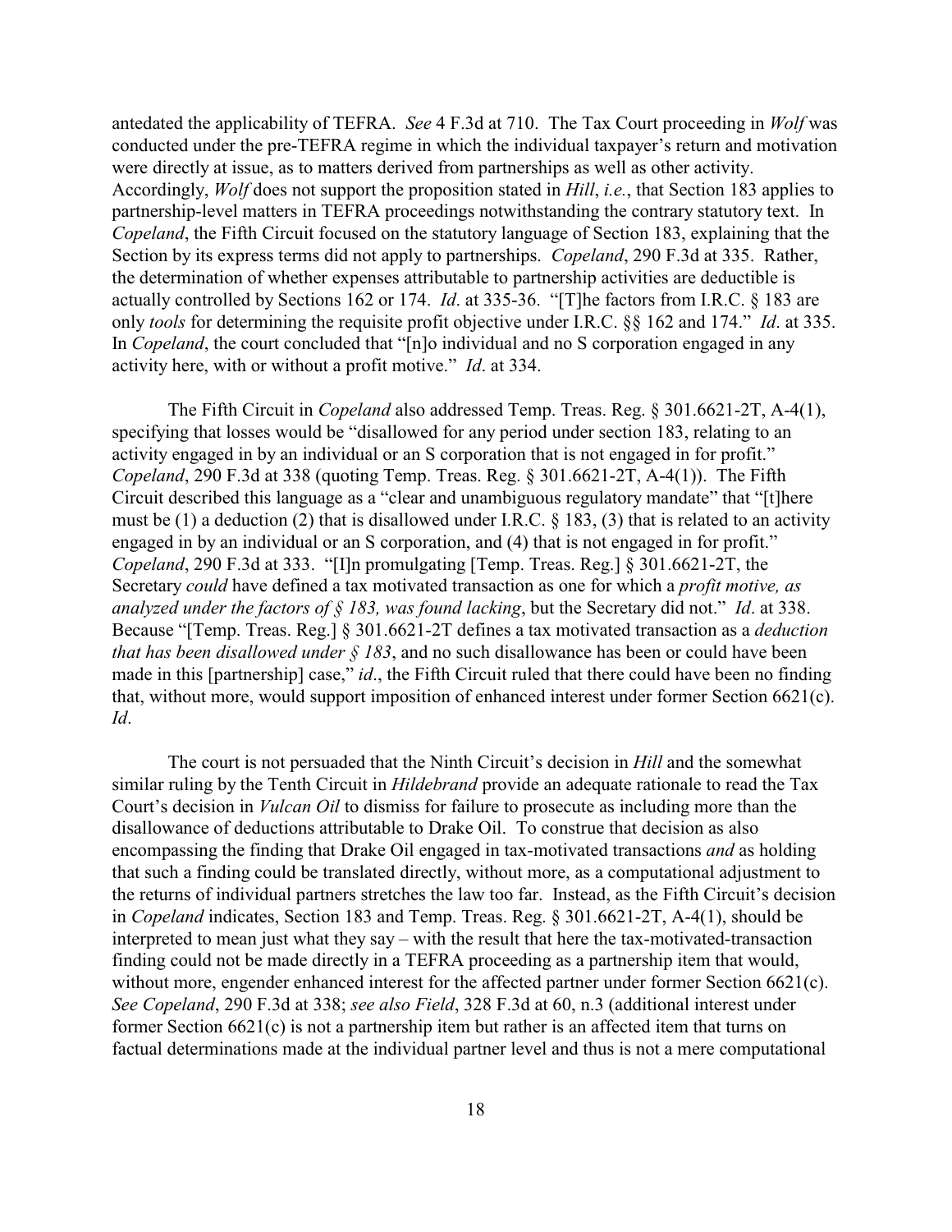antedated the applicability of TEFRA. *See* 4 F.3d at 710. The Tax Court proceeding in *Wolf* was conducted under the pre-TEFRA regime in which the individual taxpayer's return and motivation were directly at issue, as to matters derived from partnerships as well as other activity. Accordingly, *Wolf* does not support the proposition stated in *Hill*, *i.e.*, that Section 183 applies to partnership-level matters in TEFRA proceedings notwithstanding the contrary statutory text. In *Copeland*, the Fifth Circuit focused on the statutory language of Section 183, explaining that the Section by its express terms did not apply to partnerships. *Copeland*, 290 F.3d at 335. Rather, the determination of whether expenses attributable to partnership activities are deductible is actually controlled by Sections 162 or 174. *Id*. at 335-36. "[T]he factors from I.R.C. § 183 are only *tools* for determining the requisite profit objective under I.R.C. §§ 162 and 174." *Id*. at 335. In *Copeland*, the court concluded that "[n]o individual and no S corporation engaged in any activity here, with or without a profit motive." *Id*. at 334.

The Fifth Circuit in *Copeland* also addressed Temp. Treas. Reg. § 301.6621-2T, A-4(1), specifying that losses would be "disallowed for any period under section 183, relating to an activity engaged in by an individual or an S corporation that is not engaged in for profit." *Copeland*, 290 F.3d at 338 (quoting Temp. Treas. Reg. § 301.6621-2T, A-4(1)). The Fifth Circuit described this language as a "clear and unambiguous regulatory mandate" that "[t]here must be (1) a deduction (2) that is disallowed under I.R.C. § 183, (3) that is related to an activity engaged in by an individual or an S corporation, and (4) that is not engaged in for profit." *Copeland*, 290 F.3d at 333. "[I]n promulgating [Temp. Treas. Reg.] § 301.6621-2T, the Secretary *could* have defined a tax motivated transaction as one for which a *profit motive, as analyzed under the factors of § 183, was found lacking*, but the Secretary did not." *Id*. at 338. Because "[Temp. Treas. Reg.] § 301.6621-2T defines a tax motivated transaction as a *deduction that has been disallowed under § 183*, and no such disallowance has been or could have been made in this [partnership] case," *id*., the Fifth Circuit ruled that there could have been no finding that, without more, would support imposition of enhanced interest under former Section 6621(c). *Id*.

The court is not persuaded that the Ninth Circuit's decision in *Hill* and the somewhat similar ruling by the Tenth Circuit in *Hildebrand* provide an adequate rationale to read the Tax Court's decision in *Vulcan Oil* to dismiss for failure to prosecute as including more than the disallowance of deductions attributable to Drake Oil. To construe that decision as also encompassing the finding that Drake Oil engaged in tax-motivated transactions *and* as holding that such a finding could be translated directly, without more, as a computational adjustment to the returns of individual partners stretches the law too far. Instead, as the Fifth Circuit's decision in *Copeland* indicates, Section 183 and Temp. Treas. Reg. § 301.6621-2T, A-4(1), should be interpreted to mean just what they say – with the result that here the tax-motivated-transaction finding could not be made directly in a TEFRA proceeding as a partnership item that would, without more, engender enhanced interest for the affected partner under former Section 6621(c). *See Copeland*, 290 F.3d at 338; *see also Field*, 328 F.3d at 60, n.3 (additional interest under former Section 6621(c) is not a partnership item but rather is an affected item that turns on factual determinations made at the individual partner level and thus is not a mere computational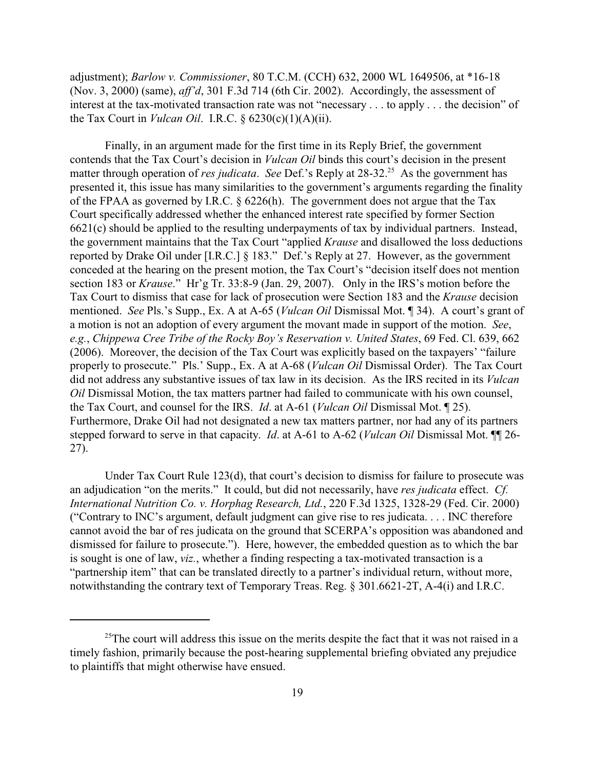adjustment); *Barlow v. Commissioner*, 80 T.C.M. (CCH) 632, 2000 WL 1649506, at *16-18 (Nov. 3, 2000) (same), *aff'd*, 301 F.3d 714 (6th Cir. 2002). Accordingly, the assessment of interest at the tax-motivated transaction rate was not "necessary . . . to apply . . . the decision" of the Tax Court in *Vulcan Oil*. I.R.C. § 6230(c)(1)(A)(ii).

Finally, in an argument made for the first time in its Reply Brief, the government contends that the Tax Court's decision in *Vulcan Oil* binds this court's decision in the present matter through operation of *res judicata*. *See* Def.'s Reply at 28-32.[25] As the government has presented it, this issue has many similarities to the government's arguments regarding the finality of the FPAA as governed by I.R.C. § 6226(h). The government does not argue that the Tax Court specifically addressed whether the enhanced interest rate specified by former Section 6621(c) should be applied to the resulting underpayments of tax by individual partners. Instead, the government maintains that the Tax Court "applied *Krause* and disallowed the loss deductions reported by Drake Oil under [I.R.C.] § 183." Def.'s Reply at 27. However, as the government conceded at the hearing on the present motion, the Tax Court's "decision itself does not mention section 183 or *Krause*." Hr'g Tr. 33:8-9 (Jan. 29, 2007). Only in the IRS's motion before the Tax Court to dismiss that case for lack of prosecution were Section 183 and the *Krause* decision mentioned. *See* Pls.'s Supp., Ex. A at A-65 (*Vulcan Oil* Dismissal Mot. ¶ 34). A court's grant of a motion is not an adoption of every argument the movant made in support of the motion. *See*, *e.g.*, *Chippewa Cree Tribe of the Rocky Boy's Reservation v. United States*, 69 Fed. Cl. 639, 662 (2006). Moreover, the decision of the Tax Court was explicitly based on the taxpayers' "failure properly to prosecute." Pls.' Supp., Ex. A at A-68 (*Vulcan Oil* Dismissal Order). The Tax Court did not address any substantive issues of tax law in its decision. As the IRS recited in its *Vulcan Oil* Dismissal Motion, the tax matters partner had failed to communicate with his own counsel, the Tax Court, and counsel for the IRS. *Id*. at A-61 (*Vulcan Oil* Dismissal Mot. ¶ 25). Furthermore, Drake Oil had not designated a new tax matters partner, nor had any of its partners stepped forward to serve in that capacity. *Id*. at A-61 to A-62 (*Vulcan Oil* Dismissal Mot. ¶¶ 26-27).

Under Tax Court Rule 123(d), that court's decision to dismiss for failure to prosecute was an adjudication "on the merits." It could, but did not necessarily, have *res judicata* effect. *Cf. International Nutrition Co. v. Horphag Research, Ltd.*, 220 F.3d 1325, 1328-29 (Fed. Cir. 2000) ("Contrary to INC's argument, default judgment can give rise to res judicata. . . . INC therefore cannot avoid the bar of res judicata on the ground that SCERPA's opposition was abandoned and dismissed for failure to prosecute."). Here, however, the embedded question as to which the bar is sought is one of law, *viz.*, whether a finding respecting a tax-motivated transaction is a "partnership item" that can be translated directly to a partner's individual return, without more, notwithstanding the contrary text of Temporary Treas. Reg. § 301.6621-2T, A-4(i) and I.R.C.

---

[25]The court will address this issue on the merits despite the fact that it was not raised in a timely fashion, primarily because the post-hearing supplemental briefing obviated any prejudice to plaintiffs that might otherwise have ensued.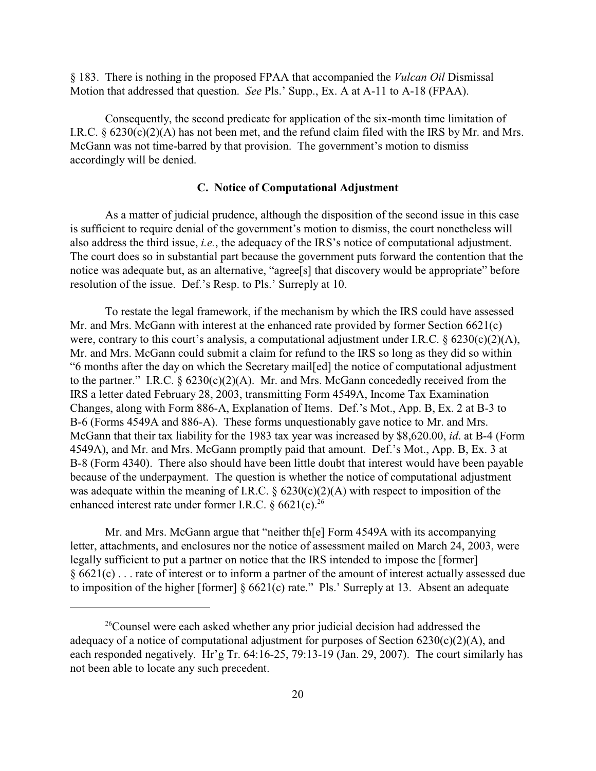§ 183. There is nothing in the proposed FPAA that accompanied the *Vulcan Oil* Dismissal Motion that addressed that question. *See* Pls.' Supp., Ex. A at A-11 to A-18 (FPAA).

Consequently, the second predicate for application of the six-month time limitation of I.R.C. § 6230(c)(2)(A) has not been met, and the refund claim filed with the IRS by Mr. and Mrs. McGann was not time-barred by that provision. The government's motion to dismiss accordingly will be denied.

### C. Notice of Computational Adjustment

As a matter of judicial prudence, although the disposition of the second issue in this case is sufficient to require denial of the government's motion to dismiss, the court nonetheless will also address the third issue, *i.e.*, the adequacy of the IRS's notice of computational adjustment. The court does so in substantial part because the government puts forward the contention that the notice was adequate but, as an alternative, "agree[s] that discovery would be appropriate" before resolution of the issue. Def.'s Resp. to Pls.' Surreply at 10.

To restate the legal framework, if the mechanism by which the IRS could have assessed Mr. and Mrs. McGann with interest at the enhanced rate provided by former Section 6621(c) were, contrary to this court's analysis, a computational adjustment under I.R.C. § 6230(c)(2)(A), Mr. and Mrs. McGann could submit a claim for refund to the IRS so long as they did so within "6 months after the day on which the Secretary mail[ed] the notice of computational adjustment to the partner." I.R.C. § 6230(c)(2)(A). Mr. and Mrs. McGann concededly received from the IRS a letter dated February 28, 2003, transmitting Form 4549A, Income Tax Examination Changes, along with Form 886-A, Explanation of Items. Def.'s Mot., App. B, Ex. 2 at B-3 to B-6 (Forms 4549A and 886-A). These forms unquestionably gave notice to Mr. and Mrs. McGann that their tax liability for the 1983 tax year was increased by $8,620.00, *id*. at B-4 (Form 4549A), and Mr. and Mrs. McGann promptly paid that amount. Def.'s Mot., App. B, Ex. 3 at B-8 (Form 4340). There also should have been little doubt that interest would have been payable because of the underpayment. The question is whether the notice of computational adjustment was adequate within the meaning of I.R.C. § 6230(c)(2)(A) with respect to imposition of the enhanced interest rate under former I.R.C. § 6621(c).[26]

Mr. and Mrs. McGann argue that "neither th[e] Form 4549A with its accompanying letter, attachments, and enclosures nor the notice of assessment mailed on March 24, 2003, were legally sufficient to put a partner on notice that the IRS intended to impose the [former] § 6621(c) . . . rate of interest or to inform a partner of the amount of interest actually assessed due to imposition of the higher [former] § 6621(c) rate." Pls.' Surreply at 13. Absent an adequate

---

[26]Counsel were each asked whether any prior judicial decision had addressed the adequacy of a notice of computational adjustment for purposes of Section 6230(c)(2)(A), and each responded negatively. Hr'g Tr. 64:16-25, 79:13-19 (Jan. 29, 2007). The court similarly has not been able to locate any such precedent.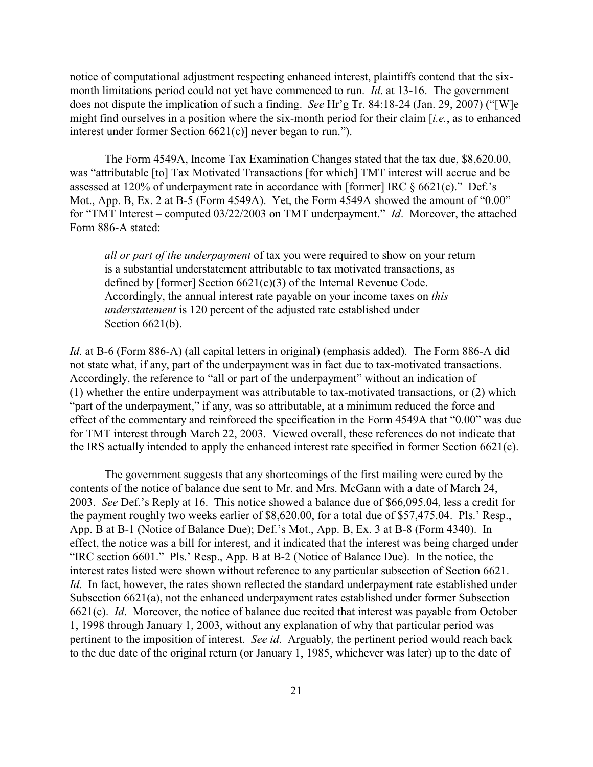notice of computational adjustment respecting enhanced interest, plaintiffs contend that the six-month limitations period could not yet have commenced to run. *Id*. at 13-16. The government does not dispute the implication of such a finding. *See* Hr'g Tr. 84:18-24 (Jan. 29, 2007) ("[W]e might find ourselves in a position where the six-month period for their claim [*i.e.*, as to enhanced interest under former Section 6621(c)] never began to run.").

The Form 4549A, Income Tax Examination Changes stated that the tax due, $8,620.00, was "attributable [to] Tax Motivated Transactions [for which] TMT interest will accrue and be assessed at 120% of underpayment rate in accordance with [former] IRC § 6621(c)." Def.'s Mot., App. B, Ex. 2 at B-5 (Form 4549A). Yet, the Form 4549A showed the amount of "0.00" for "TMT Interest – computed 03/22/2003 on TMT underpayment." *Id*. Moreover, the attached Form 886-A stated:

> *all or part of the underpayment* of tax you were required to show on your return is a substantial understatement attributable to tax motivated transactions, as defined by [former] Section 6621(c)(3) of the Internal Revenue Code. Accordingly, the annual interest rate payable on your income taxes on *this understatement* is 120 percent of the adjusted rate established under Section 6621(b).

*Id*. at B-6 (Form 886-A) (all capital letters in original) (emphasis added). The Form 886-A did not state what, if any, part of the underpayment was in fact due to tax-motivated transactions. Accordingly, the reference to "all or part of the underpayment" without an indication of (1) whether the entire underpayment was attributable to tax-motivated transactions, or (2) which "part of the underpayment," if any, was so attributable, at a minimum reduced the force and effect of the commentary and reinforced the specification in the Form 4549A that "0.00" was due for TMT interest through March 22, 2003. Viewed overall, these references do not indicate that the IRS actually intended to apply the enhanced interest rate specified in former Section 6621(c).

The government suggests that any shortcomings of the first mailing were cured by the contents of the notice of balance due sent to Mr. and Mrs. McGann with a date of March 24, 2003. *See* Def.'s Reply at 16. This notice showed a balance due of $66,095.04, less a credit for the payment roughly two weeks earlier of $8,620.00, for a total due of $57,475.04. Pls.' Resp., App. B at B-1 (Notice of Balance Due); Def.'s Mot., App. B, Ex. 3 at B-8 (Form 4340). In effect, the notice was a bill for interest, and it indicated that the interest was being charged under "IRC section 6601." Pls.' Resp., App. B at B-2 (Notice of Balance Due). In the notice, the interest rates listed were shown without reference to any particular subsection of Section 6621. *Id*. In fact, however, the rates shown reflected the standard underpayment rate established under Subsection 6621(a), not the enhanced underpayment rates established under former Subsection 6621(c). *Id*. Moreover, the notice of balance due recited that interest was payable from October 1, 1998 through January 1, 2003, without any explanation of why that particular period was pertinent to the imposition of interest. *See id*. Arguably, the pertinent period would reach back to the due date of the original return (or January 1, 1985, whichever was later) up to the date of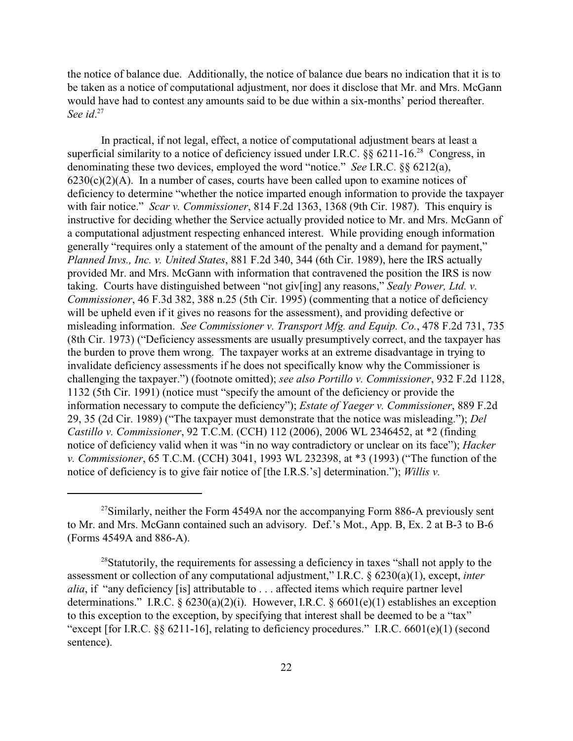the notice of balance due. Additionally, the notice of balance due bears no indication that it is to be taken as a notice of computational adjustment, nor does it disclose that Mr. and Mrs. McGann would have had to contest any amounts said to be due within a six-months' period thereafter. *See id*.[27]

In practical, if not legal, effect, a notice of computational adjustment bears at least a superficial similarity to a notice of deficiency issued under I.R.C. §§ 6211-16.[28] Congress, in denominating these two devices, employed the word "notice." *See* I.R.C. §§ 6212(a), 6230(c)(2)(A). In a number of cases, courts have been called upon to examine notices of deficiency to determine "whether the notice imparted enough information to provide the taxpayer with fair notice." *Scar v. Commissioner*, 814 F.2d 1363, 1368 (9th Cir. 1987). This enquiry is instructive for deciding whether the Service actually provided notice to Mr. and Mrs. McGann of a computational adjustment respecting enhanced interest. While providing enough information generally "requires only a statement of the amount of the penalty and a demand for payment," *Planned Invs., Inc. v. United States*, 881 F.2d 340, 344 (6th Cir. 1989), here the IRS actually provided Mr. and Mrs. McGann with information that contravened the position the IRS is now taking. Courts have distinguished between "not giv[ing] any reasons," *Sealy Power, Ltd. v. Commissioner*, 46 F.3d 382, 388 n.25 (5th Cir. 1995) (commenting that a notice of deficiency will be upheld even if it gives no reasons for the assessment), and providing defective or misleading information. *See Commissioner v. Transport Mfg. and Equip. Co.*, 478 F.2d 731, 735 (8th Cir. 1973) ("Deficiency assessments are usually presumptively correct, and the taxpayer has the burden to prove them wrong. The taxpayer works at an extreme disadvantage in trying to invalidate deficiency assessments if he does not specifically know why the Commissioner is challenging the taxpayer.") (footnote omitted); *see also Portillo v. Commissioner*, 932 F.2d 1128, 1132 (5th Cir. 1991) (notice must "specify the amount of the deficiency or provide the information necessary to compute the deficiency"); *Estate of Yaeger v. Commissioner*, 889 F.2d 29, 35 (2d Cir. 1989) ("The taxpayer must demonstrate that the notice was misleading."); *Del Castillo v. Commissioner*, 92 T.C.M. (CCH) 112 (2006), 2006 WL 2346452, at *2 (finding notice of deficiency valid when it was "in no way contradictory or unclear on its face"); *Hacker v. Commissioner*, 65 T.C.M. (CCH) 3041, 1993 WL 232398, at *3 (1993) ("The function of the notice of deficiency is to give fair notice of [the I.R.S.'s] determination."); *Willis v.*

---

[27]Similarly, neither the Form 4549A nor the accompanying Form 886-A previously sent to Mr. and Mrs. McGann contained such an advisory. Def.'s Mot., App. B, Ex. 2 at B-3 to B-6 (Forms 4549A and 886-A).

[28]Statutorily, the requirements for assessing a deficiency in taxes "shall not apply to the assessment or collection of any computational adjustment," I.R.C. § 6230(a)(1), except, *inter alia*, if "any deficiency [is] attributable to . . . affected items which require partner level determinations." I.R.C. § 6230(a)(2)(i). However, I.R.C. § 6601(e)(1) establishes an exception to this exception to the exception, by specifying that interest shall be deemed to be a "tax" "except [for I.R.C. §§ 6211-16], relating to deficiency procedures." I.R.C. 6601(e)(1) (second sentence).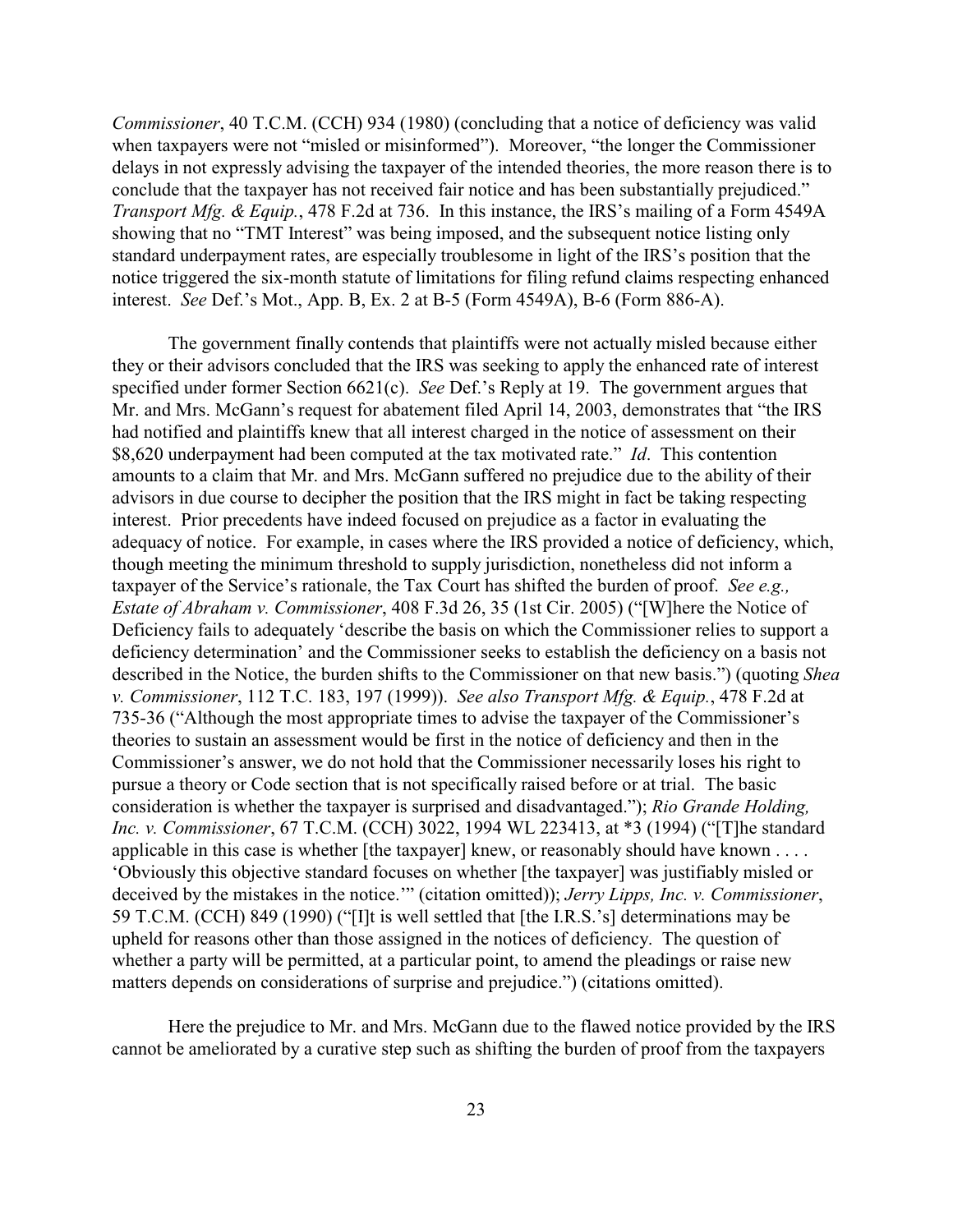*Commissioner*, 40 T.C.M. (CCH) 934 (1980) (concluding that a notice of deficiency was valid when taxpayers were not "misled or misinformed"). Moreover, "the longer the Commissioner delays in not expressly advising the taxpayer of the intended theories, the more reason there is to conclude that the taxpayer has not received fair notice and has been substantially prejudiced." *Transport Mfg. & Equip.*, 478 F.2d at 736. In this instance, the IRS's mailing of a Form 4549A showing that no "TMT Interest" was being imposed, and the subsequent notice listing only standard underpayment rates, are especially troublesome in light of the IRS's position that the notice triggered the six-month statute of limitations for filing refund claims respecting enhanced interest. *See* Def.'s Mot., App. B, Ex. 2 at B-5 (Form 4549A), B-6 (Form 886-A).

The government finally contends that plaintiffs were not actually misled because either they or their advisors concluded that the IRS was seeking to apply the enhanced rate of interest specified under former Section 6621(c). *See* Def.'s Reply at 19. The government argues that Mr. and Mrs. McGann's request for abatement filed April 14, 2003, demonstrates that "the IRS had notified and plaintiffs knew that all interest charged in the notice of assessment on their \$8,620 underpayment had been computed at the tax motivated rate." *Id*. This contention amounts to a claim that Mr. and Mrs. McGann suffered no prejudice due to the ability of their advisors in due course to decipher the position that the IRS might in fact be taking respecting interest. Prior precedents have indeed focused on prejudice as a factor in evaluating the adequacy of notice. For example, in cases where the IRS provided a notice of deficiency, which, though meeting the minimum threshold to supply jurisdiction, nonetheless did not inform a taxpayer of the Service's rationale, the Tax Court has shifted the burden of proof. *See e.g., Estate of Abraham v. Commissioner*, 408 F.3d 26, 35 (1st Cir. 2005) ("[W]here the Notice of Deficiency fails to adequately 'describe the basis on which the Commissioner relies to support a deficiency determination' and the Commissioner seeks to establish the deficiency on a basis not described in the Notice, the burden shifts to the Commissioner on that new basis.") (quoting *Shea v. Commissioner*, 112 T.C. 183, 197 (1999)). *See also Transport Mfg. & Equip.*, 478 F.2d at 735-36 ("Although the most appropriate times to advise the taxpayer of the Commissioner's theories to sustain an assessment would be first in the notice of deficiency and then in the Commissioner's answer, we do not hold that the Commissioner necessarily loses his right to pursue a theory or Code section that is not specifically raised before or at trial. The basic consideration is whether the taxpayer is surprised and disadvantaged."); *Rio Grande Holding, Inc. v. Commissioner*, 67 T.C.M. (CCH) 3022, 1994 WL 223413, at *3 (1994) ("[T]he standard applicable in this case is whether [the taxpayer] knew, or reasonably should have known . . . . 'Obviously this objective standard focuses on whether [the taxpayer] was justifiably misled or deceived by the mistakes in the notice.'" (citation omitted)); *Jerry Lipps, Inc. v. Commissioner*, 59 T.C.M. (CCH) 849 (1990) ("[I]t is well settled that [the I.R.S.'s] determinations may be upheld for reasons other than those assigned in the notices of deficiency. The question of whether a party will be permitted, at a particular point, to amend the pleadings or raise new matters depends on considerations of surprise and prejudice.") (citations omitted).

Here the prejudice to Mr. and Mrs. McGann due to the flawed notice provided by the IRS cannot be ameliorated by a curative step such as shifting the burden of proof from the taxpayers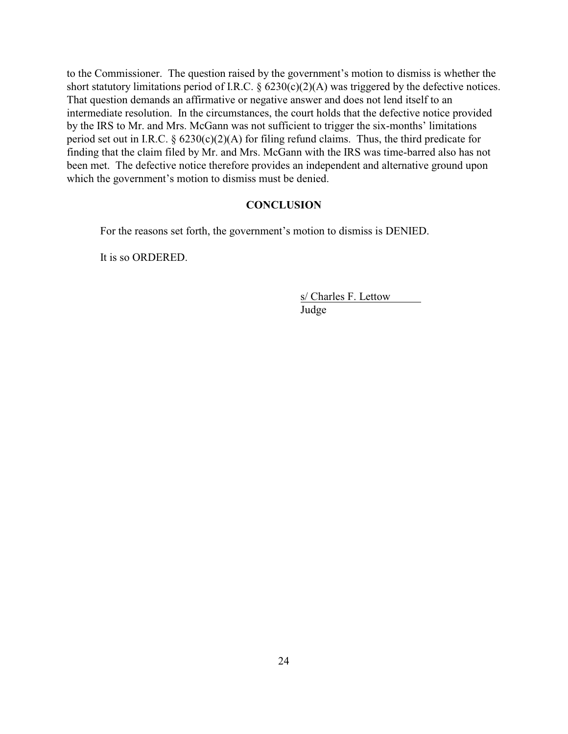to the Commissioner. The question raised by the government's motion to dismiss is whether the short statutory limitations period of I.R.C. § 6230(c)(2)(A) was triggered by the defective notices. That question demands an affirmative or negative answer and does not lend itself to an intermediate resolution. In the circumstances, the court holds that the defective notice provided by the IRS to Mr. and Mrs. McGann was not sufficient to trigger the six-months' limitations period set out in I.R.C. § 6230(c)(2)(A) for filing refund claims. Thus, the third predicate for finding that the claim filed by Mr. and Mrs. McGann with the IRS was time-barred also has not been met. The defective notice therefore provides an independent and alternative ground upon which the government's motion to dismiss must be denied.

## CONCLUSION

For the reasons set forth, the government's motion to dismiss is DENIED.

It is so ORDERED.

s/ Charles F. Lettow
Judge